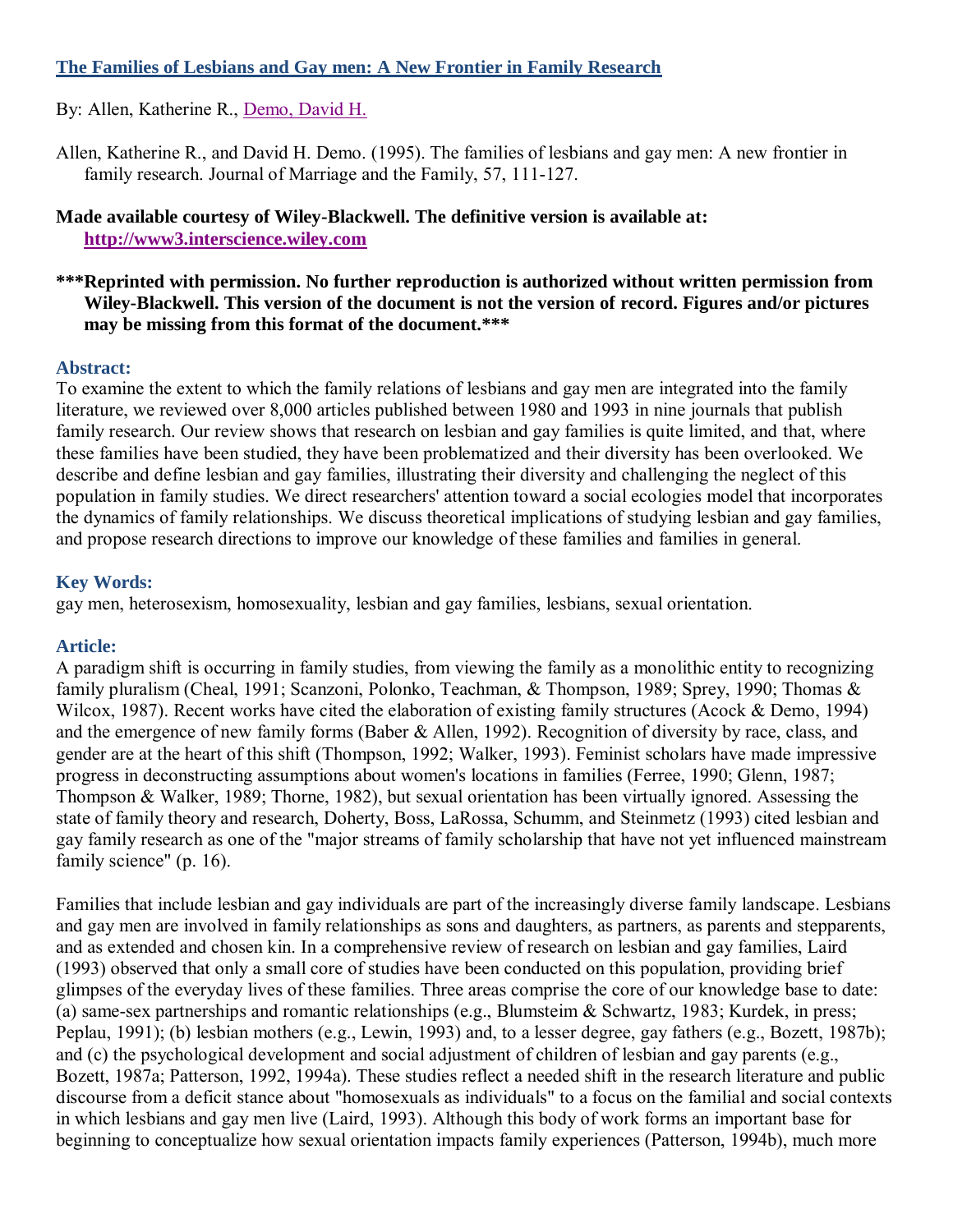# [The Families of Lesbians and Gay men: A New Frontier in Family Research](#)

By: Allen, Katherine R., Demo, David H.

Allen, Katherine R., and David H. Demo. (1995). The families of lesbians and gay men: A new frontier in family research. Journal of Marriage and the Family, 57, 111-127.

**Made available courtesy of Wiley-Blackwell. The definitive version is available at: http://www3.interscience.wiley.com**

**\*\*\*Reprinted with permission. No further reproduction is authorized without written permission from Wiley-Blackwell. This version of the document is not the version of record. Figures and/or pictures may be missing from this format of the document.\*\*\***

## Abstract:

To examine the extent to which the family relations of lesbians and gay men are integrated into the family literature, we reviewed over 8,000 articles published between 1980 and 1993 in nine journals that publish family research. Our review shows that research on lesbian and gay families is quite limited, and that, where these families have been studied, they have been problematized and their diversity has been overlooked. We describe and define lesbian and gay families, illustrating their diversity and challenging the neglect of this population in family studies. We direct researchers' attention toward a social ecologies model that incorporates the dynamics of family relationships. We discuss theoretical implications of studying lesbian and gay families, and propose research directions to improve our knowledge of these families and families in general.

## Key Words:

gay men, heterosexism, homosexuality, lesbian and gay families, lesbians, sexual orientation.

## Article:

A paradigm shift is occurring in family studies, from viewing the family as a monolithic entity to recognizing family pluralism (Cheal, 1991; Scanzoni, Polonko, Teachman, & Thompson, 1989; Sprey, 1990; Thomas & Wilcox, 1987). Recent works have cited the elaboration of existing family structures (Acock & Demo, 1994) and the emergence of new family forms (Baber & Allen, 1992). Recognition of diversity by race, class, and gender are at the heart of this shift (Thompson, 1992; Walker, 1993). Feminist scholars have made impressive progress in deconstructing assumptions about women's locations in families (Ferree, 1990; Glenn, 1987; Thompson & Walker, 1989; Thorne, 1982), but sexual orientation has been virtually ignored. Assessing the state of family theory and research, Doherty, Boss, LaRossa, Schumm, and Steinmetz (1993) cited lesbian and gay family research as one of the "major streams of family scholarship that have not yet influenced mainstream family science" (p. 16).

Families that include lesbian and gay individuals are part of the increasingly diverse family landscape. Lesbians and gay men are involved in family relationships as sons and daughters, as partners, as parents and stepparents, and as extended and chosen kin. In a comprehensive review of research on lesbian and gay families, Laird (1993) observed that only a small core of studies have been conducted on this population, providing brief glimpses of the everyday lives of these families. Three areas comprise the core of our knowledge base to date: (a) same-sex partnerships and romantic relationships (e.g., Blumstein & Schwartz, 1983; Kurdek, in press; Peplau, 1991); (b) lesbian mothers (e.g., Lewin, 1993) and, to a lesser degree, gay fathers (e.g., Bozett, 1987b); and (c) the psychological development and social adjustment of children of lesbian and gay parents (e.g., Bozett, 1987a; Patterson, 1992, 1994a). These studies reflect a needed shift in the research literature and public discourse from a deficit stance about "homosexuals as individuals" to a focus on the familial and social contexts in which lesbians and gay men live (Laird, 1993). Although this body of work forms an important base for beginning to conceptualize how sexual orientation impacts family experiences (Patterson, 1994b), much more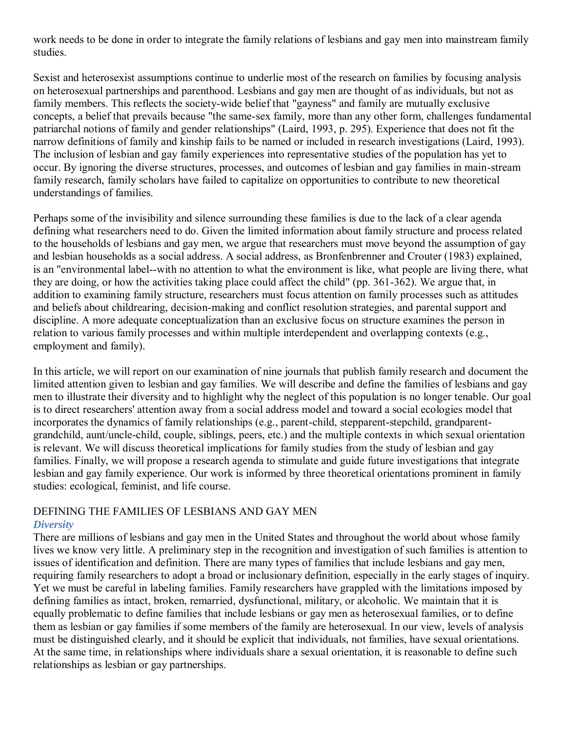work needs to be done in order to integrate the family relations of lesbians and gay men into mainstream family studies.

Sexist and heterosexist assumptions continue to underlie most of the research on families by focusing analysis on heterosexual partnerships and parenthood. Lesbians and gay men are thought of as individuals, but not as family members. This reflects the society-wide belief that "gayness" and family are mutually exclusive concepts, a belief that prevails because "the same-sex family, more than any other form, challenges fundamental patriarchal notions of family and gender relationships" (Laird, 1993, p. 295). Experience that does not fit the narrow definitions of family and kinship fails to be named or included in research investigations (Laird, 1993). The inclusion of lesbian and gay family experiences into representative studies of the population has yet to occur. By ignoring the diverse structures, processes, and outcomes of lesbian and gay families in main-stream family research, family scholars have failed to capitalize on opportunities to contribute to new theoretical understandings of families.

Perhaps some of the invisibility and silence surrounding these families is due to the lack of a clear agenda defining what researchers need to do. Given the limited information about family structure and process related to the households of lesbians and gay men, we argue that researchers must move beyond the assumption of gay and lesbian households as a social address. A social address, as Bronfenbrenner and Crouter (1983) explained, is an "environmental label--with no attention to what the environment is like, what people are living there, what they are doing, or how the activities taking place could affect the child" (pp. 361-362). We argue that, in addition to examining family structure, researchers must focus attention on family processes such as attitudes and beliefs about childrearing, decision-making and conflict resolution strategies, and parental support and discipline. A more adequate conceptualization than an exclusive focus on structure examines the person in relation to various family processes and within multiple interdependent and overlapping contexts (e.g., employment and family).

In this article, we will report on our examination of nine journals that publish family research and document the limited attention given to lesbian and gay families. We will describe and define the families of lesbians and gay men to illustrate their diversity and to highlight why the neglect of this population is no longer tenable. Our goal is to direct researchers' attention away from a social address model and toward a social ecologies model that incorporates the dynamics of family relationships (e.g., parent-child, stepparent-stepchild, grandparent-grandchild, aunt/uncle-child, couple, siblings, peers, etc.) and the multiple contexts in which sexual orientation is relevant. We will discuss theoretical implications for family studies from the study of lesbian and gay families. Finally, we will propose a research agenda to stimulate and guide future investigations that integrate lesbian and gay family experience. Our work is informed by three theoretical orientations prominent in family studies: ecological, feminist, and life course.

## DEFINING THE FAMILIES OF LESBIANS AND GAY MEN

### *Diversity*

There are millions of lesbians and gay men in the United States and throughout the world about whose family lives we know very little. A preliminary step in the recognition and investigation of such families is attention to issues of identification and definition. There are many types of families that include lesbians and gay men, requiring family researchers to adopt a broad or inclusionary definition, especially in the early stages of inquiry. Yet we must be careful in labeling families. Family researchers have grappled with the limitations imposed by defining families as intact, broken, remarried, dysfunctional, military, or alcoholic. We maintain that it is equally problematic to define families that include lesbians or gay men as heterosexual families, or to define them as lesbian or gay families if some members of the family are heterosexual. In our view, levels of analysis must be distinguished clearly, and it should be explicit that individuals, not families, have sexual orientations. At the same time, in relationships where individuals share a sexual orientation, it is reasonable to define such relationships as lesbian or gay partnerships.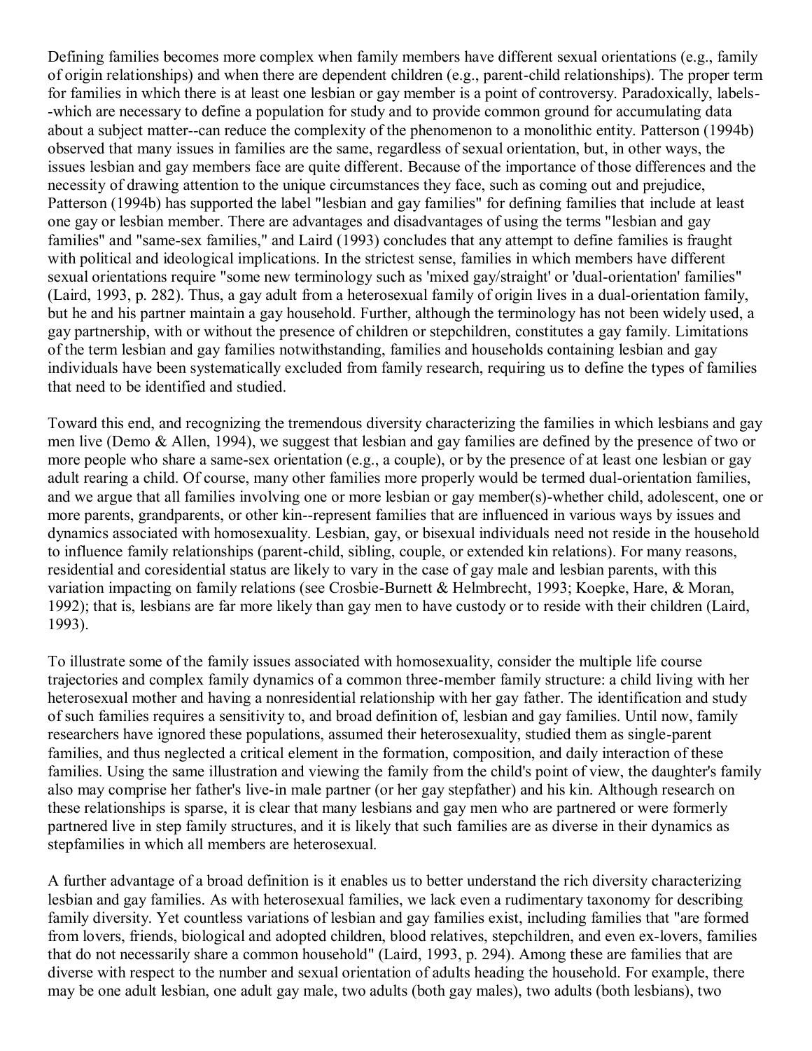Defining families becomes more complex when family members have different sexual orientations (e.g., family of origin relationships) and when there are dependent children (e.g., parent-child relationships). The proper term for families in which there is at least one lesbian or gay member is a point of controversy. Paradoxically, labels--which are necessary to define a population for study and to provide common ground for accumulating data about a subject matter--can reduce the complexity of the phenomenon to a monolithic entity. Patterson (1994b) observed that many issues in families are the same, regardless of sexual orientation, but, in other ways, the issues lesbian and gay members face are quite different. Because of the importance of those differences and the necessity of drawing attention to the unique circumstances they face, such as coming out and prejudice, Patterson (1994b) has supported the label "lesbian and gay families" for defining families that include at least one gay or lesbian member. There are advantages and disadvantages of using the terms "lesbian and gay families" and "same-sex families," and Laird (1993) concludes that any attempt to define families is fraught with political and ideological implications. In the strictest sense, families in which members have different sexual orientations require "some new terminology such as 'mixed gay/straight' or 'dual-orientation' families" (Laird, 1993, p. 282). Thus, a gay adult from a heterosexual family of origin lives in a dual-orientation family, but he and his partner maintain a gay household. Further, although the terminology has not been widely used, a gay partnership, with or without the presence of children or stepchildren, constitutes a gay family. Limitations of the term lesbian and gay families notwithstanding, families and households containing lesbian and gay individuals have been systematically excluded from family research, requiring us to define the types of families that need to be identified and studied.

Toward this end, and recognizing the tremendous diversity characterizing the families in which lesbians and gay men live (Demo & Allen, 1994), we suggest that lesbian and gay families are defined by the presence of two or more people who share a same-sex orientation (e.g., a couple), or by the presence of at least one lesbian or gay adult rearing a child. Of course, many other families more properly would be termed dual-orientation families, and we argue that all families involving one or more lesbian or gay member(s)-whether child, adolescent, one or more parents, grandparents, or other kin--represent families that are influenced in various ways by issues and dynamics associated with homosexuality. Lesbian, gay, or bisexual individuals need not reside in the household to influence family relationships (parent-child, sibling, couple, or extended kin relations). For many reasons, residential and coresidential status are likely to vary in the case of gay male and lesbian parents, with this variation impacting on family relations (see Crosbie-Burnett & Helmbrecht, 1993; Koepke, Hare, & Moran, 1992); that is, lesbians are far more likely than gay men to have custody or to reside with their children (Laird, 1993).

To illustrate some of the family issues associated with homosexuality, consider the multiple life course trajectories and complex family dynamics of a common three-member family structure: a child living with her heterosexual mother and having a nonresidential relationship with her gay father. The identification and study of such families requires a sensitivity to, and broad definition of, lesbian and gay families. Until now, family researchers have ignored these populations, assumed their heterosexuality, studied them as single-parent families, and thus neglected a critical element in the formation, composition, and daily interaction of these families. Using the same illustration and viewing the family from the child's point of view, the daughter's family also may comprise her father's live-in male partner (or her gay stepfather) and his kin. Although research on these relationships is sparse, it is clear that many lesbians and gay men who are partnered or were formerly partnered live in step family structures, and it is likely that such families are as diverse in their dynamics as stepfamilies in which all members are heterosexual.

A further advantage of a broad definition is it enables us to better understand the rich diversity characterizing lesbian and gay families. As with heterosexual families, we lack even a rudimentary taxonomy for describing family diversity. Yet countless variations of lesbian and gay families exist, including families that "are formed from lovers, friends, biological and adopted children, blood relatives, stepchildren, and even ex-lovers, families that do not necessarily share a common household" (Laird, 1993, p. 294). Among these are families that are diverse with respect to the number and sexual orientation of adults heading the household. For example, there may be one adult lesbian, one adult gay male, two adults (both gay males), two adults (both lesbians), two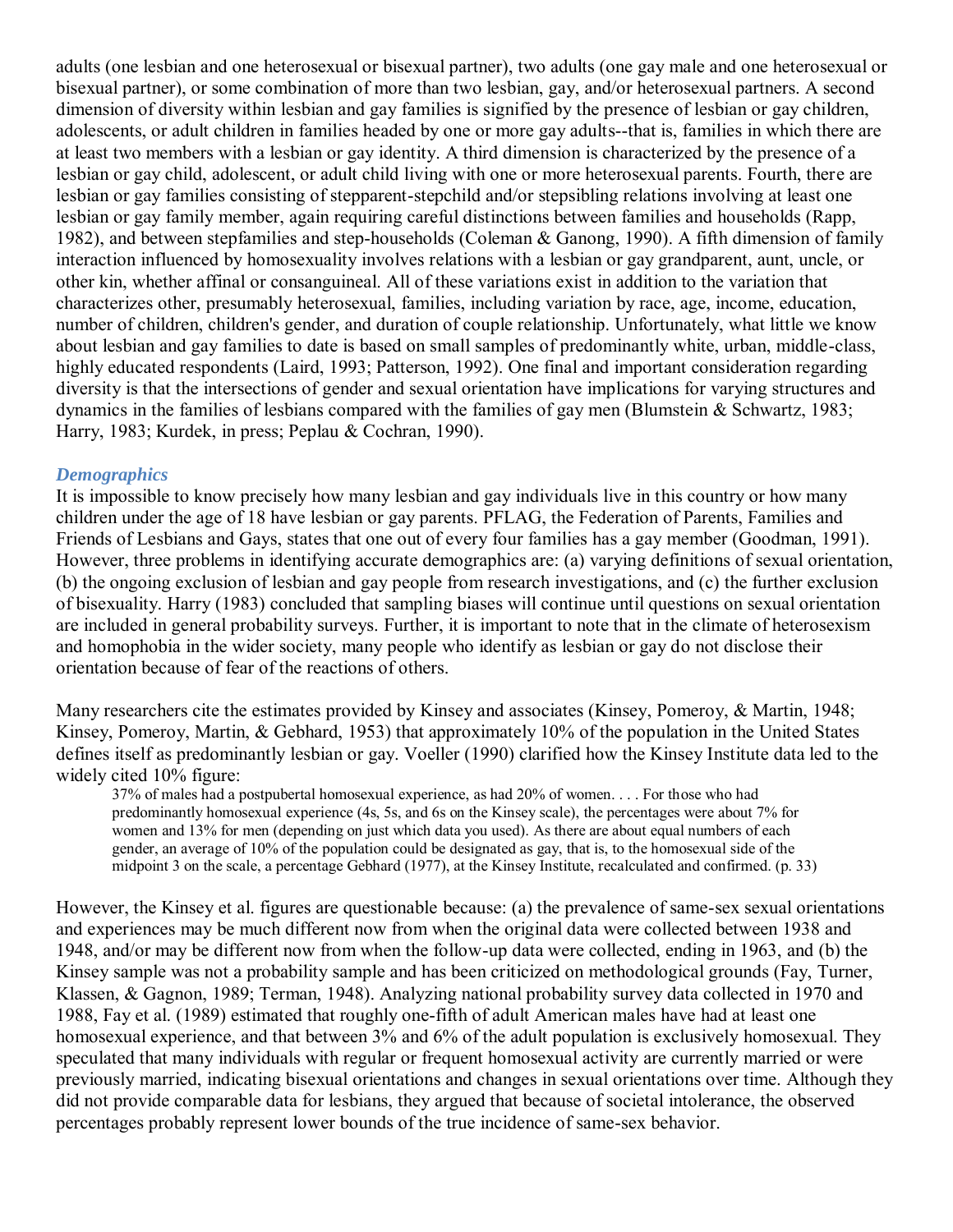adults (one lesbian and one heterosexual or bisexual partner), two adults (one gay male and one heterosexual or bisexual partner), or some combination of more than two lesbian, gay, and/or heterosexual partners. A second dimension of diversity within lesbian and gay families is signified by the presence of lesbian or gay children, adolescents, or adult children in families headed by one or more gay adults--that is, families in which there are at least two members with a lesbian or gay identity. A third dimension is characterized by the presence of a lesbian or gay child, adolescent, or adult child living with one or more heterosexual parents. Fourth, there are lesbian or gay families consisting of stepparent-stepchild and/or stepsibling relations involving at least one lesbian or gay family member, again requiring careful distinctions between families and households (Rapp, 1982), and between stepfamilies and step-households (Coleman & Ganong, 1990). A fifth dimension of family interaction influenced by homosexuality involves relations with a lesbian or gay grandparent, aunt, uncle, or other kin, whether affinal or consanguineal. All of these variations exist in addition to the variation that characterizes other, presumably heterosexual, families, including variation by race, age, income, education, number of children, children's gender, and duration of couple relationship. Unfortunately, what little we know about lesbian and gay families to date is based on small samples of predominantly white, urban, middle-class, highly educated respondents (Laird, 1993; Patterson, 1992). One final and important consideration regarding diversity is that the intersections of gender and sexual orientation have implications for varying structures and dynamics in the families of lesbians compared with the families of gay men (Blumstein & Schwartz, 1983; Harry, 1983; Kurdek, in press; Peplau & Cochran, 1990).

### *Demographics*

It is impossible to know precisely how many lesbian and gay individuals live in this country or how many children under the age of 18 have lesbian or gay parents. PFLAG, the Federation of Parents, Families and Friends of Lesbians and Gays, states that one out of every four families has a gay member (Goodman, 1991). However, three problems in identifying accurate demographics are: (a) varying definitions of sexual orientation, (b) the ongoing exclusion of lesbian and gay people from research investigations, and (c) the further exclusion of bisexuality. Harry (1983) concluded that sampling biases will continue until questions on sexual orientation are included in general probability surveys. Further, it is important to note that in the climate of heterosexism and homophobia in the wider society, many people who identify as lesbian or gay do not disclose their orientation because of fear of the reactions of others.

Many researchers cite the estimates provided by Kinsey and associates (Kinsey, Pomeroy, & Martin, 1948; Kinsey, Pomeroy, Martin, & Gebhard, 1953) that approximately 10% of the population in the United States defines itself as predominantly lesbian or gay. Voeller (1990) clarified how the Kinsey Institute data led to the widely cited 10% figure:

> 37% of males had a postpubertal homosexual experience, as had 20% of women. . . . For those who had predominantly homosexual experience (4s, 5s, and 6s on the Kinsey scale), the percentages were about 7% for women and 13% for men (depending on just which data you used). As there are about equal numbers of each gender, an average of 10% of the population could be designated as gay, that is, to the homosexual side of the midpoint 3 on the scale, a percentage Gebhard (1977), at the Kinsey Institute, recalculated and confirmed. (p. 33)

However, the Kinsey et al. figures are questionable because: (a) the prevalence of same-sex sexual orientations and experiences may be much different now from when the original data were collected between 1938 and 1948, and/or may be different now from when the follow-up data were collected, ending in 1963, and (b) the Kinsey sample was not a probability sample and has been criticized on methodological grounds (Fay, Turner, Klassen, & Gagnon, 1989; Terman, 1948). Analyzing national probability survey data collected in 1970 and 1988, Fay et al. (1989) estimated that roughly one-fifth of adult American males have had at least one homosexual experience, and that between 3% and 6% of the adult population is exclusively homosexual. They speculated that many individuals with regular or frequent homosexual activity are currently married or were previously married, indicating bisexual orientations and changes in sexual orientations over time. Although they did not provide comparable data for lesbians, they argued that because of societal intolerance, the observed percentages probably represent lower bounds of the true incidence of same-sex behavior.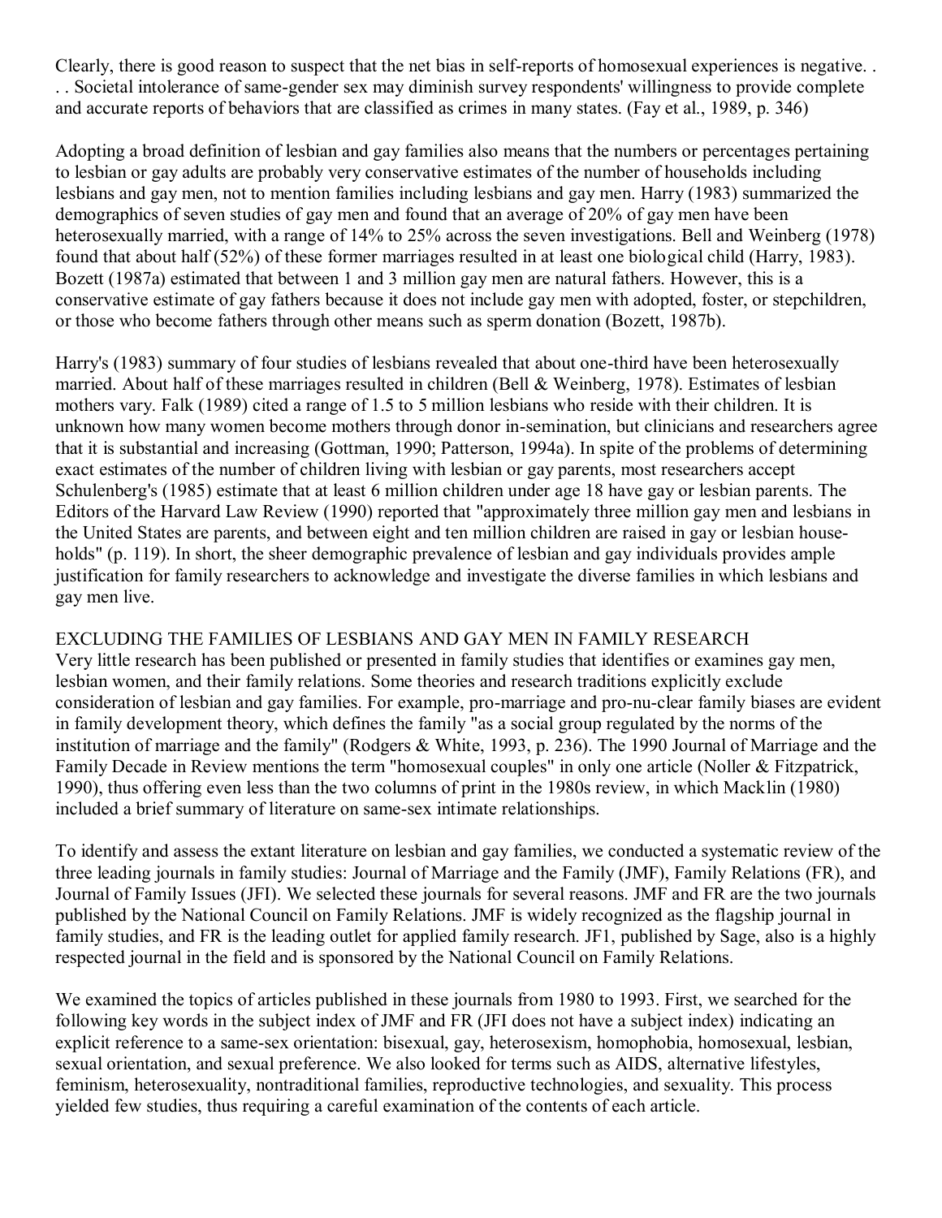Clearly, there is good reason to suspect that the net bias in self-reports of homosexual experiences is negative. . . . Societal intolerance of same-gender sex may diminish survey respondents' willingness to provide complete and accurate reports of behaviors that are classified as crimes in many states. (Fay et al., 1989, p. 346)

Adopting a broad definition of lesbian and gay families also means that the numbers or percentages pertaining to lesbian or gay adults are probably very conservative estimates of the number of households including lesbians and gay men, not to mention families including lesbians and gay men. Harry (1983) summarized the demographics of seven studies of gay men and found that an average of 20% of gay men have been heterosexually married, with a range of 14% to 25% across the seven investigations. Bell and Weinberg (1978) found that about half (52%) of these former marriages resulted in at least one biological child (Harry, 1983). Bozett (1987a) estimated that between 1 and 3 million gay men are natural fathers. However, this is a conservative estimate of gay fathers because it does not include gay men with adopted, foster, or stepchildren, or those who become fathers through other means such as sperm donation (Bozett, 1987b).

Harry's (1983) summary of four studies of lesbians revealed that about one-third have been heterosexually married. About half of these marriages resulted in children (Bell & Weinberg, 1978). Estimates of lesbian mothers vary. Falk (1989) cited a range of 1.5 to 5 million lesbians who reside with their children. It is unknown how many women become mothers through donor in-semination, but clinicians and researchers agree that it is substantial and increasing (Gottman, 1990; Patterson, 1994a). In spite of the problems of determining exact estimates of the number of children living with lesbian or gay parents, most researchers accept Schulenberg's (1985) estimate that at least 6 million children under age 18 have gay or lesbian parents. The Editors of the Harvard Law Review (1990) reported that "approximately three million gay men and lesbians in the United States are parents, and between eight and ten million children are raised in gay or lesbian house-holds" (p. 119). In short, the sheer demographic prevalence of lesbian and gay individuals provides ample justification for family researchers to acknowledge and investigate the diverse families in which lesbians and gay men live.

## EXCLUDING THE FAMILIES OF LESBIANS AND GAY MEN IN FAMILY RESEARCH

Very little research has been published or presented in family studies that identifies or examines gay men, lesbian women, and their family relations. Some theories and research traditions explicitly exclude consideration of lesbian and gay families. For example, pro-marriage and pro-nu-clear family biases are evident in family development theory, which defines the family "as a social group regulated by the norms of the institution of marriage and the family" (Rodgers & White, 1993, p. 236). The 1990 Journal of Marriage and the Family Decade in Review mentions the term "homosexual couples" in only one article (Noller & Fitzpatrick, 1990), thus offering even less than the two columns of print in the 1980s review, in which Macklin (1980) included a brief summary of literature on same-sex intimate relationships.

To identify and assess the extant literature on lesbian and gay families, we conducted a systematic review of the three leading journals in family studies: Journal of Marriage and the Family (JMF), Family Relations (FR), and Journal of Family Issues (JFI). We selected these journals for several reasons. JMF and FR are the two journals published by the National Council on Family Relations. JMF is widely recognized as the flagship journal in family studies, and FR is the leading outlet for applied family research. JF1, published by Sage, also is a highly respected journal in the field and is sponsored by the National Council on Family Relations.

We examined the topics of articles published in these journals from 1980 to 1993. First, we searched for the following key words in the subject index of JMF and FR (JFI does not have a subject index) indicating an explicit reference to a same-sex orientation: bisexual, gay, heterosexism, homophobia, homosexual, lesbian, sexual orientation, and sexual preference. We also looked for terms such as AIDS, alternative lifestyles, feminism, heterosexuality, nontraditional families, reproductive technologies, and sexuality. This process yielded few studies, thus requiring a careful examination of the contents of each article.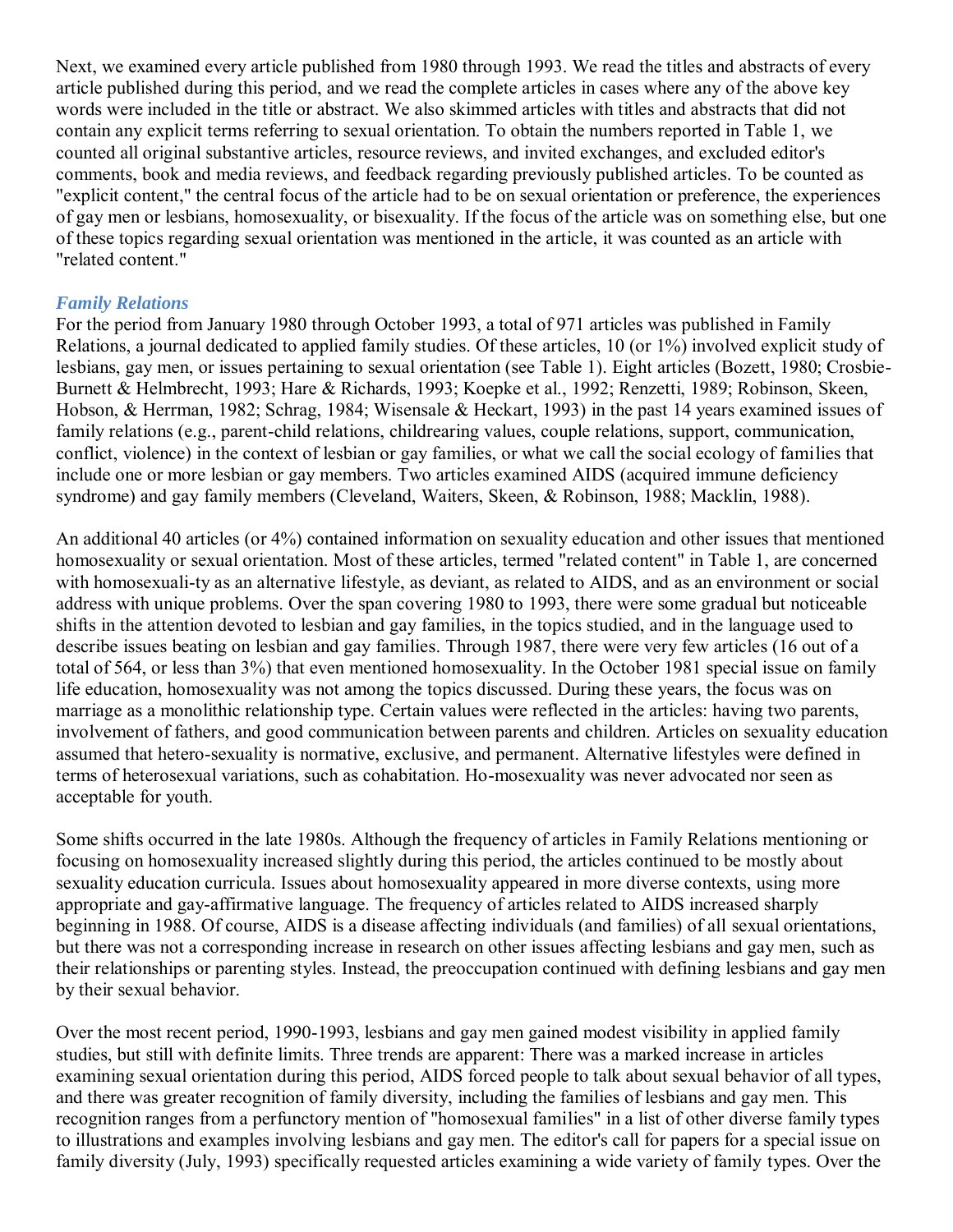Next, we examined every article published from 1980 through 1993. We read the titles and abstracts of every article published during this period, and we read the complete articles in cases where any of the above key words were included in the title or abstract. We also skimmed articles with titles and abstracts that did not contain any explicit terms referring to sexual orientation. To obtain the numbers reported in Table 1, we counted all original substantive articles, resource reviews, and invited exchanges, and excluded editor's comments, book and media reviews, and feedback regarding previously published articles. To be counted as "explicit content," the central focus of the article had to be on sexual orientation or preference, the experiences of gay men or lesbians, homosexuality, or bisexuality. If the focus of the article was on something else, but one of these topics regarding sexual orientation was mentioned in the article, it was counted as an article with "related content."

### *Family Relations*

For the period from January 1980 through October 1993, a total of 971 articles was published in Family Relations, a journal dedicated to applied family studies. Of these articles, 10 (or 1%) involved explicit study of lesbians, gay men, or issues pertaining to sexual orientation (see Table 1). Eight articles (Bozett, 1980; Crosbie-Burnett & Helmbrecht, 1993; Hare & Richards, 1993; Koepke et al., 1992; Renzetti, 1989; Robinson, Skeen, Hobson, & Herrman, 1982; Schrag, 1984; Wisensale & Heckart, 1993) in the past 14 years examined issues of family relations (e.g., parent-child relations, childrearing values, couple relations, support, communication, conflict, violence) in the context of lesbian or gay families, or what we call the social ecology of families that include one or more lesbian or gay members. Two articles examined AIDS (acquired immune deficiency syndrome) and gay family members (Cleveland, Waiters, Skeen, & Robinson, 1988; Macklin, 1988).

An additional 40 articles (or 4%) contained information on sexuality education and other issues that mentioned homosexuality or sexual orientation. Most of these articles, termed "related content" in Table 1, are concerned with homosexuali-ty as an alternative lifestyle, as deviant, as related to AIDS, and as an environment or social address with unique problems. Over the span covering 1980 to 1993, there were some gradual but noticeable shifts in the attention devoted to lesbian and gay families, in the topics studied, and in the language used to describe issues beating on lesbian and gay families. Through 1987, there were very few articles (16 out of a total of 564, or less than 3%) that even mentioned homosexuality. In the October 1981 special issue on family life education, homosexuality was not among the topics discussed. During these years, the focus was on marriage as a monolithic relationship type. Certain values were reflected in the articles: having two parents, involvement of fathers, and good communication between parents and children. Articles on sexuality education assumed that hetero-sexuality is normative, exclusive, and permanent. Alternative lifestyles were defined in terms of heterosexual variations, such as cohabitation. Ho-mosexuality was never advocated nor seen as acceptable for youth.

Some shifts occurred in the late 1980s. Although the frequency of articles in Family Relations mentioning or focusing on homosexuality increased slightly during this period, the articles continued to be mostly about sexuality education curricula. Issues about homosexuality appeared in more diverse contexts, using more appropriate and gay-affirmative language. The frequency of articles related to AIDS increased sharply beginning in 1988. Of course, AIDS is a disease affecting individuals (and families) of all sexual orientations, but there was not a corresponding increase in research on other issues affecting lesbians and gay men, such as their relationships or parenting styles. Instead, the preoccupation continued with defining lesbians and gay men by their sexual behavior.

Over the most recent period, 1990-1993, lesbians and gay men gained modest visibility in applied family studies, but still with definite limits. Three trends are apparent: There was a marked increase in articles examining sexual orientation during this period, AIDS forced people to talk about sexual behavior of all types, and there was greater recognition of family diversity, including the families of lesbians and gay men. This recognition ranges from a perfunctory mention of "homosexual families" in a list of other diverse family types to illustrations and examples involving lesbians and gay men. The editor's call for papers for a special issue on family diversity (July, 1993) specifically requested articles examining a wide variety of family types. Over the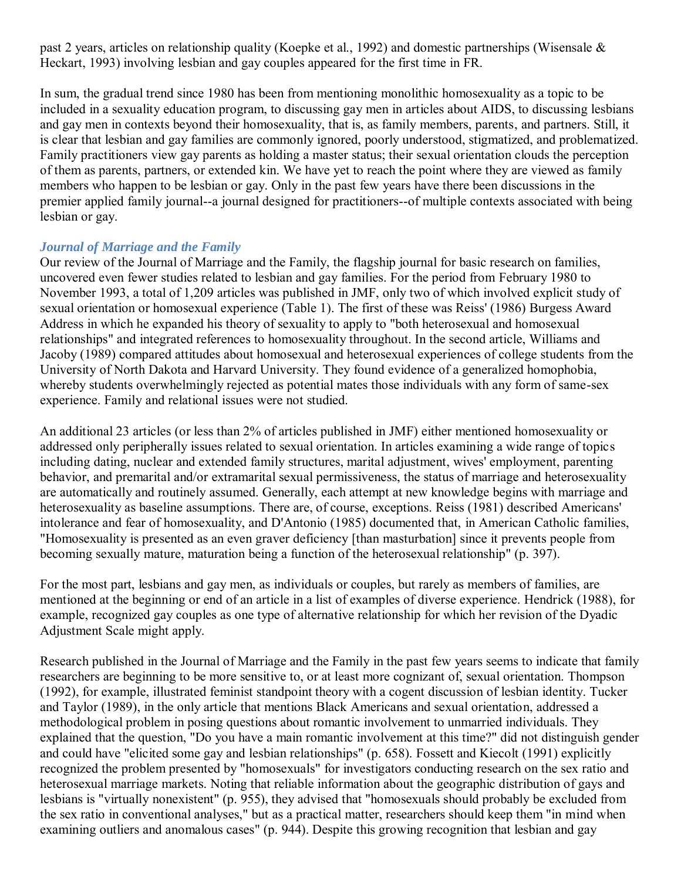past 2 years, articles on relationship quality (Koepke et al., 1992) and domestic partnerships (Wisensale & Heckart, 1993) involving lesbian and gay couples appeared for the first time in FR.

In sum, the gradual trend since 1980 has been from mentioning monolithic homosexuality as a topic to be included in a sexuality education program, to discussing gay men in articles about AIDS, to discussing lesbians and gay men in contexts beyond their homosexuality, that is, as family members, parents, and partners. Still, it is clear that lesbian and gay families are commonly ignored, poorly understood, stigmatized, and problematized. Family practitioners view gay parents as holding a master status; their sexual orientation clouds the perception of them as parents, partners, or extended kin. We have yet to reach the point where they are viewed as family members who happen to be lesbian or gay. Only in the past few years have there been discussions in the premier applied family journal--a journal designed for practitioners--of multiple contexts associated with being lesbian or gay.

### *Journal of Marriage and the Family*

Our review of the Journal of Marriage and the Family, the flagship journal for basic research on families, uncovered even fewer studies related to lesbian and gay families. For the period from February 1980 to November 1993, a total of 1,209 articles was published in JMF, only two of which involved explicit study of sexual orientation or homosexual experience (Table 1). The first of these was Reiss' (1986) Burgess Award Address in which he expanded his theory of sexuality to apply to "both heterosexual and homosexual relationships" and integrated references to homosexuality throughout. In the second article, Williams and Jacoby (1989) compared attitudes about homosexual and heterosexual experiences of college students from the University of North Dakota and Harvard University. They found evidence of a generalized homophobia, whereby students overwhelmingly rejected as potential mates those individuals with any form of same-sex experience. Family and relational issues were not studied.

An additional 23 articles (or less than 2% of articles published in JMF) either mentioned homosexuality or addressed only peripherally issues related to sexual orientation. In articles examining a wide range of topics including dating, nuclear and extended family structures, marital adjustment, wives' employment, parenting behavior, and premarital and/or extramarital sexual permissiveness, the status of marriage and heterosexuality are automatically and routinely assumed. Generally, each attempt at new knowledge begins with marriage and heterosexuality as baseline assumptions. There are, of course, exceptions. Reiss (1981) described Americans' intolerance and fear of homosexuality, and D'Antonio (1985) documented that, in American Catholic families, "Homosexuality is presented as an even graver deficiency [than masturbation] since it prevents people from becoming sexually mature, maturation being a function of the heterosexual relationship" (p. 397).

For the most part, lesbians and gay men, as individuals or couples, but rarely as members of families, are mentioned at the beginning or end of an article in a list of examples of diverse experience. Hendrick (1988), for example, recognized gay couples as one type of alternative relationship for which her revision of the Dyadic Adjustment Scale might apply.

Research published in the Journal of Marriage and the Family in the past few years seems to indicate that family researchers are beginning to be more sensitive to, or at least more cognizant of, sexual orientation. Thompson (1992), for example, illustrated feminist standpoint theory with a cogent discussion of lesbian identity. Tucker and Taylor (1989), in the only article that mentions Black Americans and sexual orientation, addressed a methodological problem in posing questions about romantic involvement to unmarried individuals. They explained that the question, "Do you have a main romantic involvement at this time?" did not distinguish gender and could have "elicited some gay and lesbian relationships" (p. 658). Fossett and Kiecolt (1991) explicitly recognized the problem presented by "homosexuals" for investigators conducting research on the sex ratio and heterosexual marriage markets. Noting that reliable information about the geographic distribution of gays and lesbians is "virtually nonexistent" (p. 955), they advised that "homosexuals should probably be excluded from the sex ratio in conventional analyses," but as a practical matter, researchers should keep them "in mind when examining outliers and anomalous cases" (p. 944). Despite this growing recognition that lesbian and gay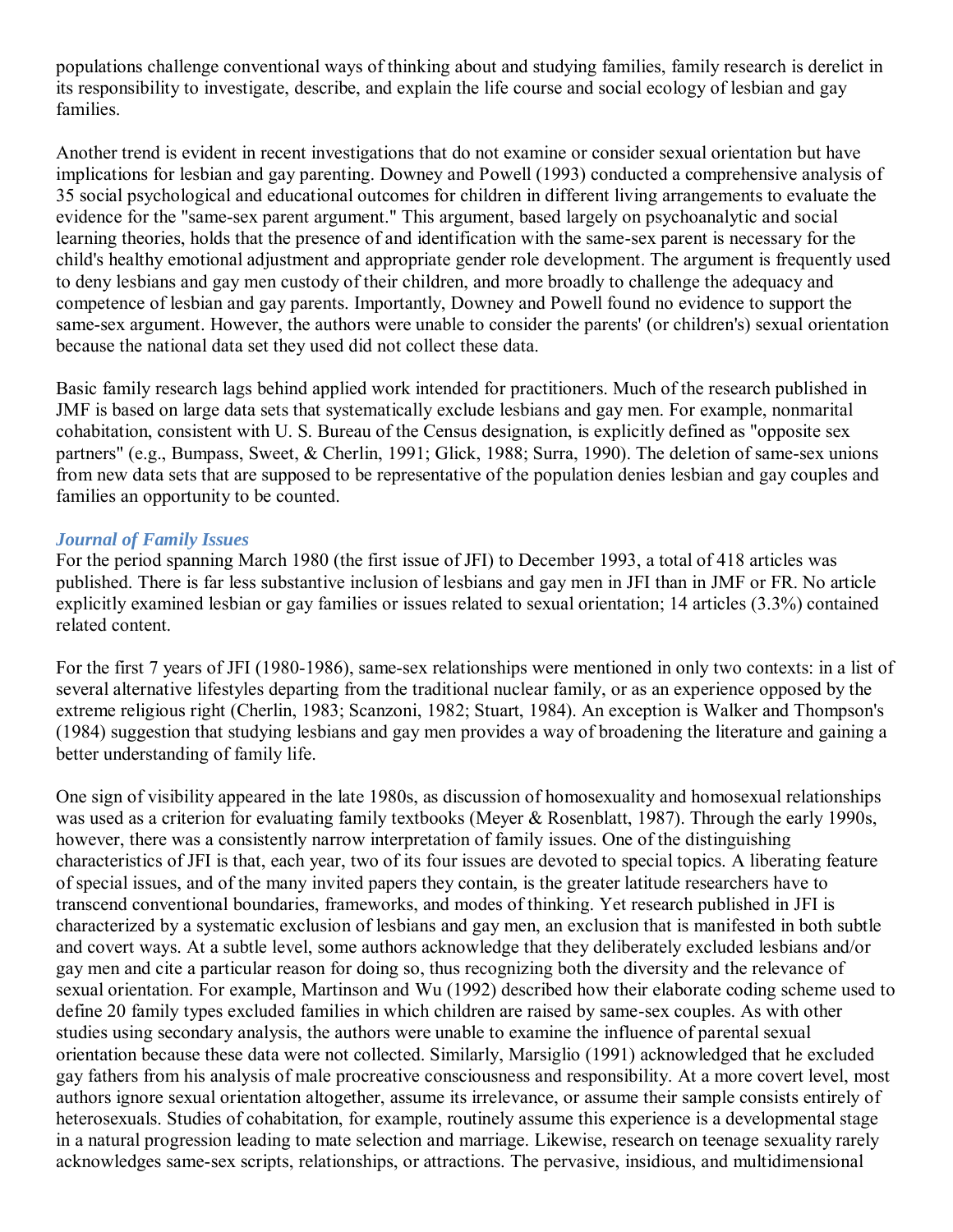populations challenge conventional ways of thinking about and studying families, family research is derelict in its responsibility to investigate, describe, and explain the life course and social ecology of lesbian and gay families.

Another trend is evident in recent investigations that do not examine or consider sexual orientation but have implications for lesbian and gay parenting. Downey and Powell (1993) conducted a comprehensive analysis of 35 social psychological and educational outcomes for children in different living arrangements to evaluate the evidence for the "same-sex parent argument." This argument, based largely on psychoanalytic and social learning theories, holds that the presence of and identification with the same-sex parent is necessary for the child's healthy emotional adjustment and appropriate gender role development. The argument is frequently used to deny lesbians and gay men custody of their children, and more broadly to challenge the adequacy and competence of lesbian and gay parents. Importantly, Downey and Powell found no evidence to support the same-sex argument. However, the authors were unable to consider the parents' (or children's) sexual orientation because the national data set they used did not collect these data.

Basic family research lags behind applied work intended for practitioners. Much of the research published in JMF is based on large data sets that systematically exclude lesbians and gay men. For example, nonmarital cohabitation, consistent with U. S. Bureau of the Census designation, is explicitly defined as "opposite sex partners" (e.g., Bumpass, Sweet, & Cherlin, 1991; Glick, 1988; Surra, 1990). The deletion of same-sex unions from new data sets that are supposed to be representative of the population denies lesbian and gay couples and families an opportunity to be counted.

### *Journal of Family Issues*

For the period spanning March 1980 (the first issue of JFI) to December 1993, a total of 418 articles was published. There is far less substantive inclusion of lesbians and gay men in JFI than in JMF or FR. No article explicitly examined lesbian or gay families or issues related to sexual orientation; 14 articles (3.3%) contained related content.

For the first 7 years of JFI (1980-1986), same-sex relationships were mentioned in only two contexts: in a list of several alternative lifestyles departing from the traditional nuclear family, or as an experience opposed by the extreme religious right (Cherlin, 1983; Scanzoni, 1982; Stuart, 1984). An exception is Walker and Thompson's (1984) suggestion that studying lesbians and gay men provides a way of broadening the literature and gaining a better understanding of family life.

One sign of visibility appeared in the late 1980s, as discussion of homosexuality and homosexual relationships was used as a criterion for evaluating family textbooks (Meyer & Rosenblatt, 1987). Through the early 1990s, however, there was a consistently narrow interpretation of family issues. One of the distinguishing characteristics of JFI is that, each year, two of its four issues are devoted to special topics. A liberating feature of special issues, and of the many invited papers they contain, is the greater latitude researchers have to transcend conventional boundaries, frameworks, and modes of thinking. Yet research published in JFI is characterized by a systematic exclusion of lesbians and gay men, an exclusion that is manifested in both subtle and covert ways. At a subtle level, some authors acknowledge that they deliberately excluded lesbians and/or gay men and cite a particular reason for doing so, thus recognizing both the diversity and the relevance of sexual orientation. For example, Martinson and Wu (1992) described how their elaborate coding scheme used to define 20 family types excluded families in which children are raised by same-sex couples. As with other studies using secondary analysis, the authors were unable to examine the influence of parental sexual orientation because these data were not collected. Similarly, Marsiglio (1991) acknowledged that he excluded gay fathers from his analysis of male procreative consciousness and responsibility. At a more covert level, most authors ignore sexual orientation altogether, assume its irrelevance, or assume their sample consists entirely of heterosexuals. Studies of cohabitation, for example, routinely assume this experience is a developmental stage in a natural progression leading to mate selection and marriage. Likewise, research on teenage sexuality rarely acknowledges same-sex scripts, relationships, or attractions. The pervasive, insidious, and multidimensional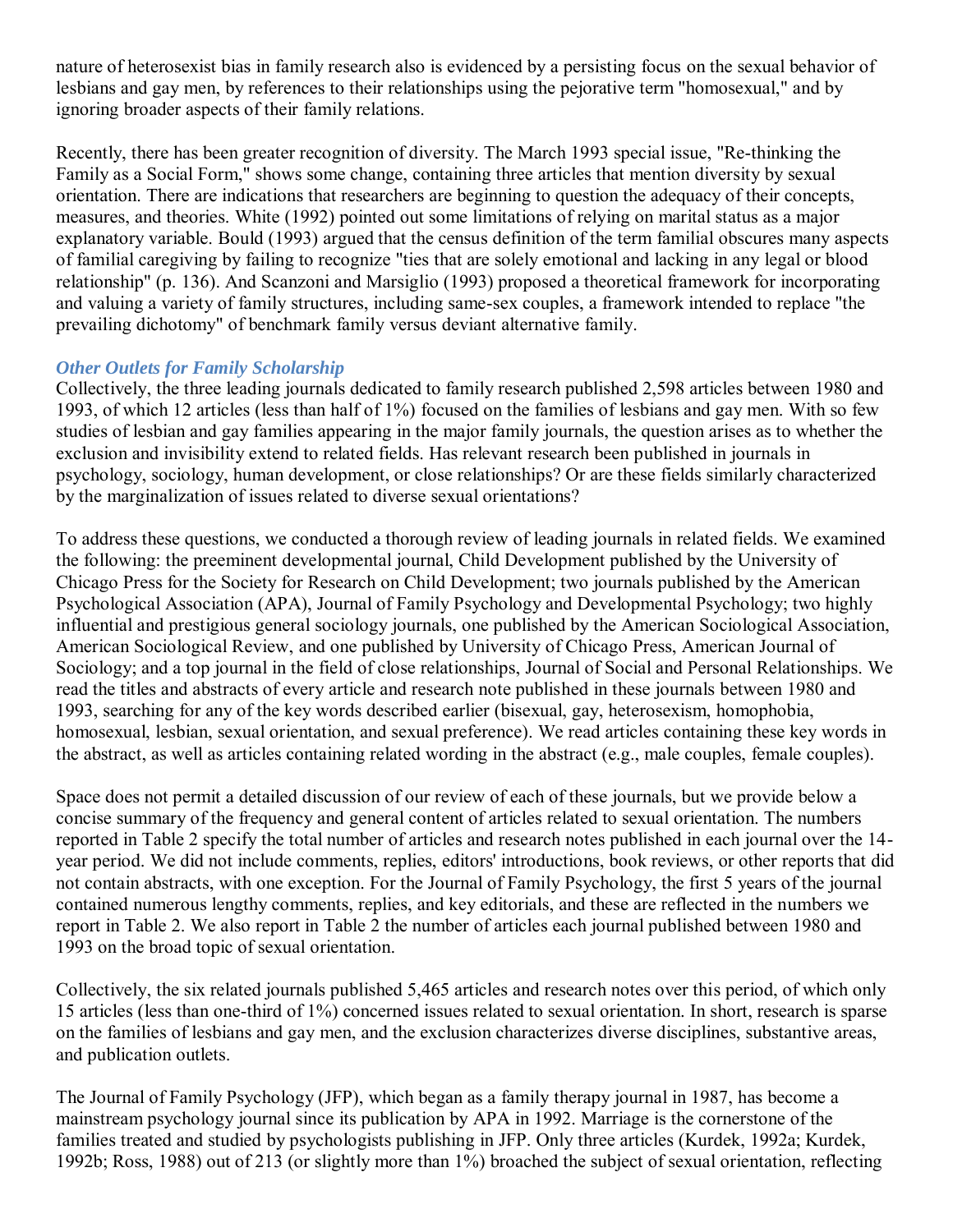nature of heterosexist bias in family research also is evidenced by a persisting focus on the sexual behavior of lesbians and gay men, by references to their relationships using the pejorative term "homosexual," and by ignoring broader aspects of their family relations.

Recently, there has been greater recognition of diversity. The March 1993 special issue, "Re-thinking the Family as a Social Form," shows some change, containing three articles that mention diversity by sexual orientation. There are indications that researchers are beginning to question the adequacy of their concepts, measures, and theories. White (1992) pointed out some limitations of relying on marital status as a major explanatory variable. Bould (1993) argued that the census definition of the term familial obscures many aspects of familial caregiving by failing to recognize "ties that are solely emotional and lacking in any legal or blood relationship" (p. 136). And Scanzoni and Marsiglio (1993) proposed a theoretical framework for incorporating and valuing a variety of family structures, including same-sex couples, a framework intended to replace "the prevailing dichotomy" of benchmark family versus deviant alternative family.

### *Other Outlets for Family Scholarship*

Collectively, the three leading journals dedicated to family research published 2,598 articles between 1980 and 1993, of which 12 articles (less than half of 1%) focused on the families of lesbians and gay men. With so few studies of lesbian and gay families appearing in the major family journals, the question arises as to whether the exclusion and invisibility extend to related fields. Has relevant research been published in journals in psychology, sociology, human development, or close relationships? Or are these fields similarly characterized by the marginalization of issues related to diverse sexual orientations?

To address these questions, we conducted a thorough review of leading journals in related fields. We examined the following: the preeminent developmental journal, Child Development published by the University of Chicago Press for the Society for Research on Child Development; two journals published by the American Psychological Association (APA), Journal of Family Psychology and Developmental Psychology; two highly influential and prestigious general sociology journals, one published by the American Sociological Association, American Sociological Review, and one published by University of Chicago Press, American Journal of Sociology; and a top journal in the field of close relationships, Journal of Social and Personal Relationships. We read the titles and abstracts of every article and research note published in these journals between 1980 and 1993, searching for any of the key words described earlier (bisexual, gay, heterosexism, homophobia, homosexual, lesbian, sexual orientation, and sexual preference). We read articles containing these key words in the abstract, as well as articles containing related wording in the abstract (e.g., male couples, female couples).

Space does not permit a detailed discussion of our review of each of these journals, but we provide below a concise summary of the frequency and general content of articles related to sexual orientation. The numbers reported in Table 2 specify the total number of articles and research notes published in each journal over the 14-year period. We did not include comments, replies, editors' introductions, book reviews, or other reports that did not contain abstracts, with one exception. For the Journal of Family Psychology, the first 5 years of the journal contained numerous lengthy comments, replies, and key editorials, and these are reflected in the numbers we report in Table 2. We also report in Table 2 the number of articles each journal published between 1980 and 1993 on the broad topic of sexual orientation.

Collectively, the six related journals published 5,465 articles and research notes over this period, of which only 15 articles (less than one-third of 1%) concerned issues related to sexual orientation. In short, research is sparse on the families of lesbians and gay men, and the exclusion characterizes diverse disciplines, substantive areas, and publication outlets.

The Journal of Family Psychology (JFP), which began as a family therapy journal in 1987, has become a mainstream psychology journal since its publication by APA in 1992. Marriage is the cornerstone of the families treated and studied by psychologists publishing in JFP. Only three articles (Kurdek, 1992a; Kurdek, 1992b; Ross, 1988) out of 213 (or slightly more than 1%) broached the subject of sexual orientation, reflecting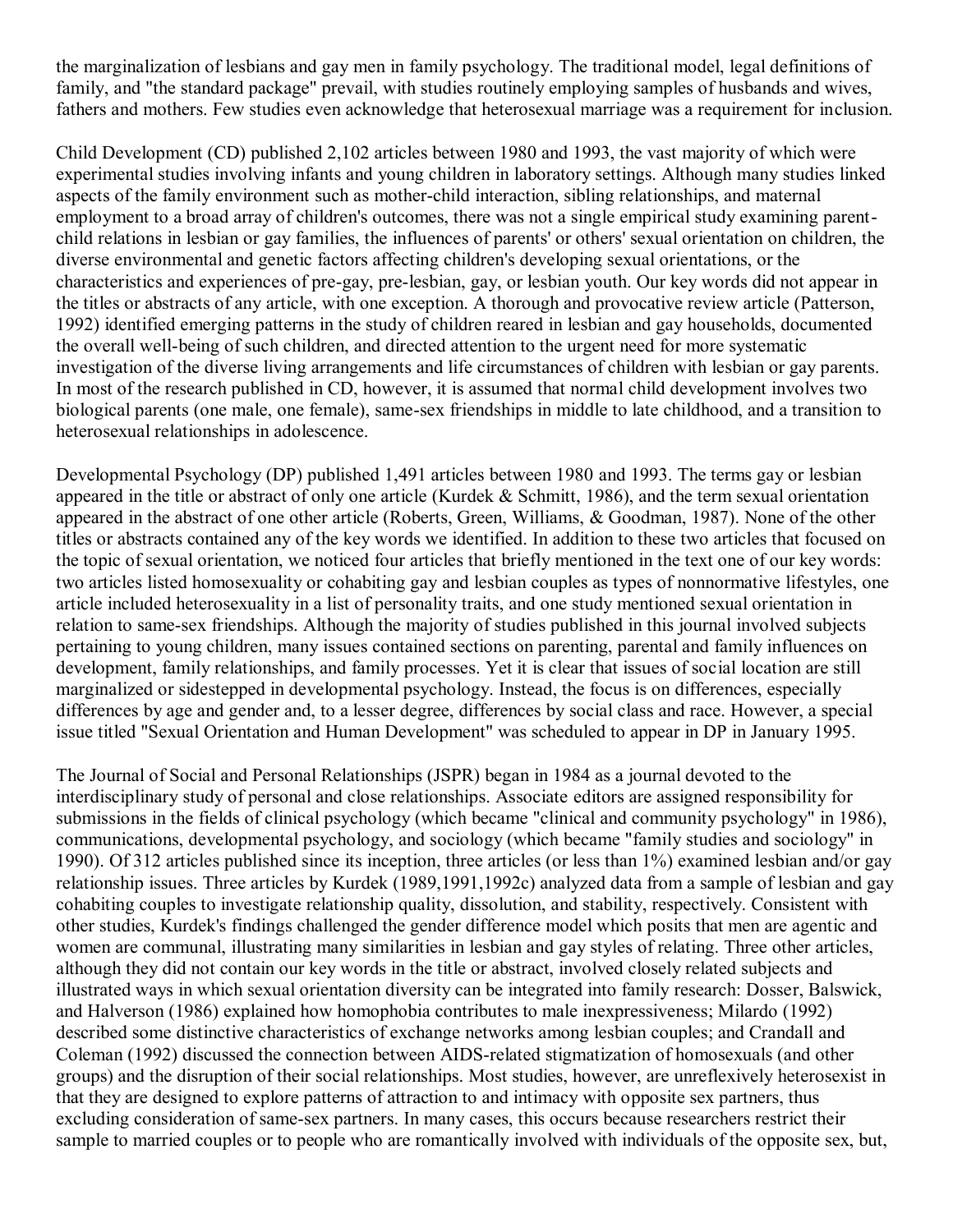the marginalization of lesbians and gay men in family psychology. The traditional model, legal definitions of family, and "the standard package" prevail, with studies routinely employing samples of husbands and wives, fathers and mothers. Few studies even acknowledge that heterosexual marriage was a requirement for inclusion.

Child Development (CD) published 2,102 articles between 1980 and 1993, the vast majority of which were experimental studies involving infants and young children in laboratory settings. Although many studies linked aspects of the family environment such as mother-child interaction, sibling relationships, and maternal employment to a broad array of children's outcomes, there was not a single empirical study examining parent-child relations in lesbian or gay families, the influences of parents' or others' sexual orientation on children, the diverse environmental and genetic factors affecting children's developing sexual orientations, or the characteristics and experiences of pre-gay, pre-lesbian, gay, or lesbian youth. Our key words did not appear in the titles or abstracts of any article, with one exception. A thorough and provocative review article (Patterson, 1992) identified emerging patterns in the study of children reared in lesbian and gay households, documented the overall well-being of such children, and directed attention to the urgent need for more systematic investigation of the diverse living arrangements and life circumstances of children with lesbian or gay parents. In most of the research published in CD, however, it is assumed that normal child development involves two biological parents (one male, one female), same-sex friendships in middle to late childhood, and a transition to heterosexual relationships in adolescence.

Developmental Psychology (DP) published 1,491 articles between 1980 and 1993. The terms gay or lesbian appeared in the title or abstract of only one article (Kurdek & Schmitt, 1986), and the term sexual orientation appeared in the abstract of one other article (Roberts, Green, Williams, & Goodman, 1987). None of the other titles or abstracts contained any of the key words we identified. In addition to these two articles that focused on the topic of sexual orientation, we noticed four articles that briefly mentioned in the text one of our key words: two articles listed homosexuality or cohabiting gay and lesbian couples as types of nonnormative lifestyles, one article included heterosexuality in a list of personality traits, and one study mentioned sexual orientation in relation to same-sex friendships. Although the majority of studies published in this journal involved subjects pertaining to young children, many issues contained sections on parenting, parental and family influences on development, family relationships, and family processes. Yet it is clear that issues of social location are still marginalized or sidestepped in developmental psychology. Instead, the focus is on differences, especially differences by age and gender and, to a lesser degree, differences by social class and race. However, a special issue titled "Sexual Orientation and Human Development" was scheduled to appear in DP in January 1995.

The Journal of Social and Personal Relationships (JSPR) began in 1984 as a journal devoted to the interdisciplinary study of personal and close relationships. Associate editors are assigned responsibility for submissions in the fields of clinical psychology (which became "clinical and community psychology" in 1986), communications, developmental psychology, and sociology (which became "family studies and sociology" in 1990). Of 312 articles published since its inception, three articles (or less than 1%) examined lesbian and/or gay relationship issues. Three articles by Kurdek (1989,1991,1992c) analyzed data from a sample of lesbian and gay cohabiting couples to investigate relationship quality, dissolution, and stability, respectively. Consistent with other studies, Kurdek's findings challenged the gender difference model which posits that men are agentic and women are communal, illustrating many similarities in lesbian and gay styles of relating. Three other articles, although they did not contain our key words in the title or abstract, involved closely related subjects and illustrated ways in which sexual orientation diversity can be integrated into family research: Dosser, Balswick, and Halverson (1986) explained how homophobia contributes to male inexpressiveness; Milardo (1992) described some distinctive characteristics of exchange networks among lesbian couples; and Crandall and Coleman (1992) discussed the connection between AIDS-related stigmatization of homosexuals (and other groups) and the disruption of their social relationships. Most studies, however, are unreflexively heterosexist in that they are designed to explore patterns of attraction to and intimacy with opposite sex partners, thus excluding consideration of same-sex partners. In many cases, this occurs because researchers restrict their sample to married couples or to people who are romantically involved with individuals of the opposite sex, but,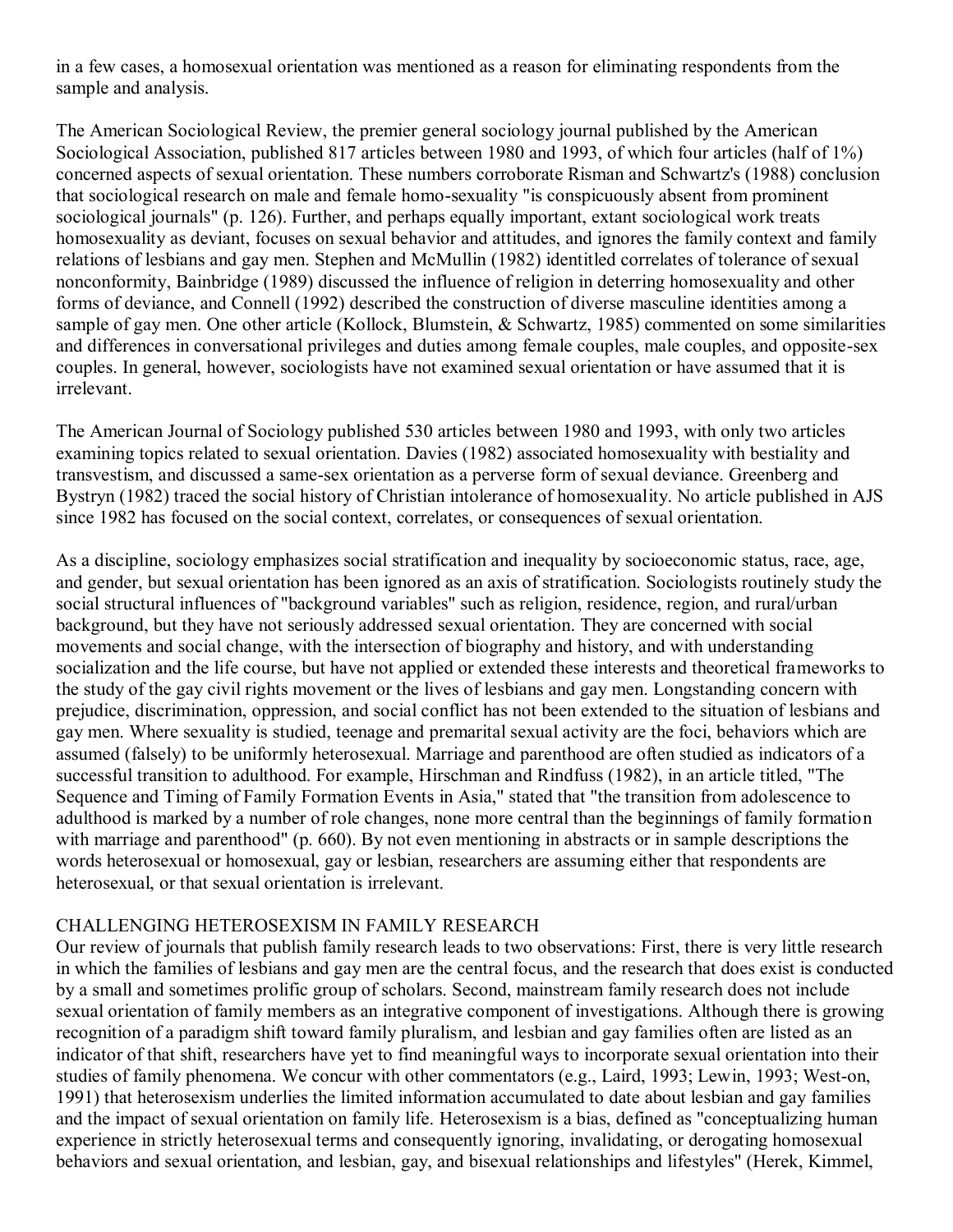in a few cases, a homosexual orientation was mentioned as a reason for eliminating respondents from the sample and analysis.

The American Sociological Review, the premier general sociology journal published by the American Sociological Association, published 817 articles between 1980 and 1993, of which four articles (half of 1%) concerned aspects of sexual orientation. These numbers corroborate Risman and Schwartz's (1988) conclusion that sociological research on male and female homo-sexuality "is conspicuously absent from prominent sociological journals" (p. 126). Further, and perhaps equally important, extant sociological work treats homosexuality as deviant, focuses on sexual behavior and attitudes, and ignores the family context and family relations of lesbians and gay men. Stephen and McMullin (1982) identitled correlates of tolerance of sexual nonconformity, Bainbridge (1989) discussed the influence of religion in deterring homosexuality and other forms of deviance, and Connell (1992) described the construction of diverse masculine identities among a sample of gay men. One other article (Kollock, Blumstein, & Schwartz, 1985) commented on some similarities and differences in conversational privileges and duties among female couples, male couples, and opposite-sex couples. In general, however, sociologists have not examined sexual orientation or have assumed that it is irrelevant.

The American Journal of Sociology published 530 articles between 1980 and 1993, with only two articles examining topics related to sexual orientation. Davies (1982) associated homosexuality with bestiality and transvestism, and discussed a same-sex orientation as a perverse form of sexual deviance. Greenberg and Bystryn (1982) traced the social history of Christian intolerance of homosexuality. No article published in AJS since 1982 has focused on the social context, correlates, or consequences of sexual orientation.

As a discipline, sociology emphasizes social stratification and inequality by socioeconomic status, race, age, and gender, but sexual orientation has been ignored as an axis of stratification. Sociologists routinely study the social structural influences of "background variables" such as religion, residence, region, and rural/urban background, but they have not seriously addressed sexual orientation. They are concerned with social movements and social change, with the intersection of biography and history, and with understanding socialization and the life course, but have not applied or extended these interests and theoretical frameworks to the study of the gay civil rights movement or the lives of lesbians and gay men. Longstanding concern with prejudice, discrimination, oppression, and social conflict has not been extended to the situation of lesbians and gay men. Where sexuality is studied, teenage and premarital sexual activity are the foci, behaviors which are assumed (falsely) to be uniformly heterosexual. Marriage and parenthood are often studied as indicators of a successful transition to adulthood. For example, Hirschman and Rindfuss (1982), in an article titled, "The Sequence and Timing of Family Formation Events in Asia," stated that "the transition from adolescence to adulthood is marked by a number of role changes, none more central than the beginnings of family formation with marriage and parenthood" (p. 660). By not even mentioning in abstracts or in sample descriptions the words heterosexual or homosexual, gay or lesbian, researchers are assuming either that respondents are heterosexual, or that sexual orientation is irrelevant.

## CHALLENGING HETEROSEXISM IN FAMILY RESEARCH

Our review of journals that publish family research leads to two observations: First, there is very little research in which the families of lesbians and gay men are the central focus, and the research that does exist is conducted by a small and sometimes prolific group of scholars. Second, mainstream family research does not include sexual orientation of family members as an integrative component of investigations. Although there is growing recognition of a paradigm shift toward family pluralism, and lesbian and gay families often are listed as an indicator of that shift, researchers have yet to find meaningful ways to incorporate sexual orientation into their studies of family phenomena. We concur with other commentators (e.g., Laird, 1993; Lewin, 1993; West-on, 1991) that heterosexism underlies the limited information accumulated to date about lesbian and gay families and the impact of sexual orientation on family life. Heterosexism is a bias, defined as "conceptualizing human experience in strictly heterosexual terms and consequently ignoring, invalidating, or derogating homosexual behaviors and sexual orientation, and lesbian, gay, and bisexual relationships and lifestyles" (Herek, Kimmel,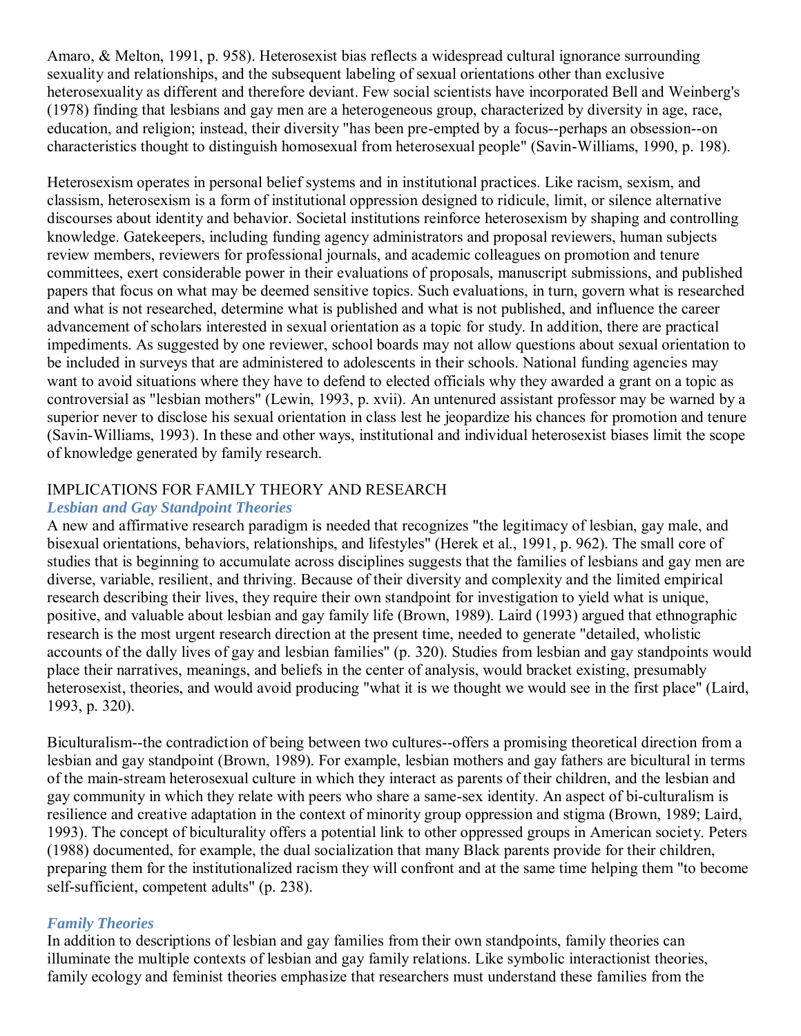Amaro, & Melton, 1991, p. 958). Heterosexist bias reflects a widespread cultural ignorance surrounding sexuality and relationships, and the subsequent labeling of sexual orientations other than exclusive heterosexuality as different and therefore deviant. Few social scientists have incorporated Bell and Weinberg's (1978) finding that lesbians and gay men are a heterogeneous group, characterized by diversity in age, race, education, and religion; instead, their diversity "has been pre-empted by a focus--perhaps an obsession--on characteristics thought to distinguish homosexual from heterosexual people" (Savin-Williams, 1990, p. 198).

Heterosexism operates in personal belief systems and in institutional practices. Like racism, sexism, and classism, heterosexism is a form of institutional oppression designed to ridicule, limit, or silence alternative discourses about identity and behavior. Societal institutions reinforce heterosexism by shaping and controlling knowledge. Gatekeepers, including funding agency administrators and proposal reviewers, human subjects review members, reviewers for professional journals, and academic colleagues on promotion and tenure committees, exert considerable power in their evaluations of proposals, manuscript submissions, and published papers that focus on what may be deemed sensitive topics. Such evaluations, in turn, govern what is researched and what is not researched, determine what is published and what is not published, and influence the career advancement of scholars interested in sexual orientation as a topic for study. In addition, there are practical impediments. As suggested by one reviewer, school boards may not allow questions about sexual orientation to be included in surveys that are administered to adolescents in their schools. National funding agencies may want to avoid situations where they have to defend to elected officials why they awarded a grant on a topic as controversial as "lesbian mothers" (Lewin, 1993, p. xvii). An untenured assistant professor may be warned by a superior never to disclose his sexual orientation in class lest he jeopardize his chances for promotion and tenure (Savin-Williams, 1993). In these and other ways, institutional and individual heterosexist biases limit the scope of knowledge generated by family research.

## IMPLICATIONS FOR FAMILY THEORY AND RESEARCH

### *Lesbian and Gay Standpoint Theories*

A new and affirmative research paradigm is needed that recognizes "the legitimacy of lesbian, gay male, and bisexual orientations, behaviors, relationships, and lifestyles" (Herek et al., 1991, p. 962). The small core of studies that is beginning to accumulate across disciplines suggests that the families of lesbians and gay men are diverse, variable, resilient, and thriving. Because of their diversity and complexity and the limited empirical research describing their lives, they require their own standpoint for investigation to yield what is unique, positive, and valuable about lesbian and gay family life (Brown, 1989). Laird (1993) argued that ethnographic research is the most urgent research direction at the present time, needed to generate "detailed, wholistic accounts of the dally lives of gay and lesbian families" (p. 320). Studies from lesbian and gay standpoints would place their narratives, meanings, and beliefs in the center of analysis, would bracket existing, presumably heterosexist, theories, and would avoid producing "what it is we thought we would see in the first place" (Laird, 1993, p. 320).

Biculturalism--the contradiction of being between two cultures--offers a promising theoretical direction from a lesbian and gay standpoint (Brown, 1989). For example, lesbian mothers and gay fathers are bicultural in terms of the main-stream heterosexual culture in which they interact as parents of their children, and the lesbian and gay community in which they relate with peers who share a same-sex identity. An aspect of bi-culturalism is resilience and creative adaptation in the context of minority group oppression and stigma (Brown, 1989; Laird, 1993). The concept of biculturality offers a potential link to other oppressed groups in American society. Peters (1988) documented, for example, the dual socialization that many Black parents provide for their children, preparing them for the institutionalized racism they will confront and at the same time helping them "to become self-sufficient, competent adults" (p. 238).

### *Family Theories*

In addition to descriptions of lesbian and gay families from their own standpoints, family theories can illuminate the multiple contexts of lesbian and gay family relations. Like symbolic interactionist theories, family ecology and feminist theories emphasize that researchers must understand these families from the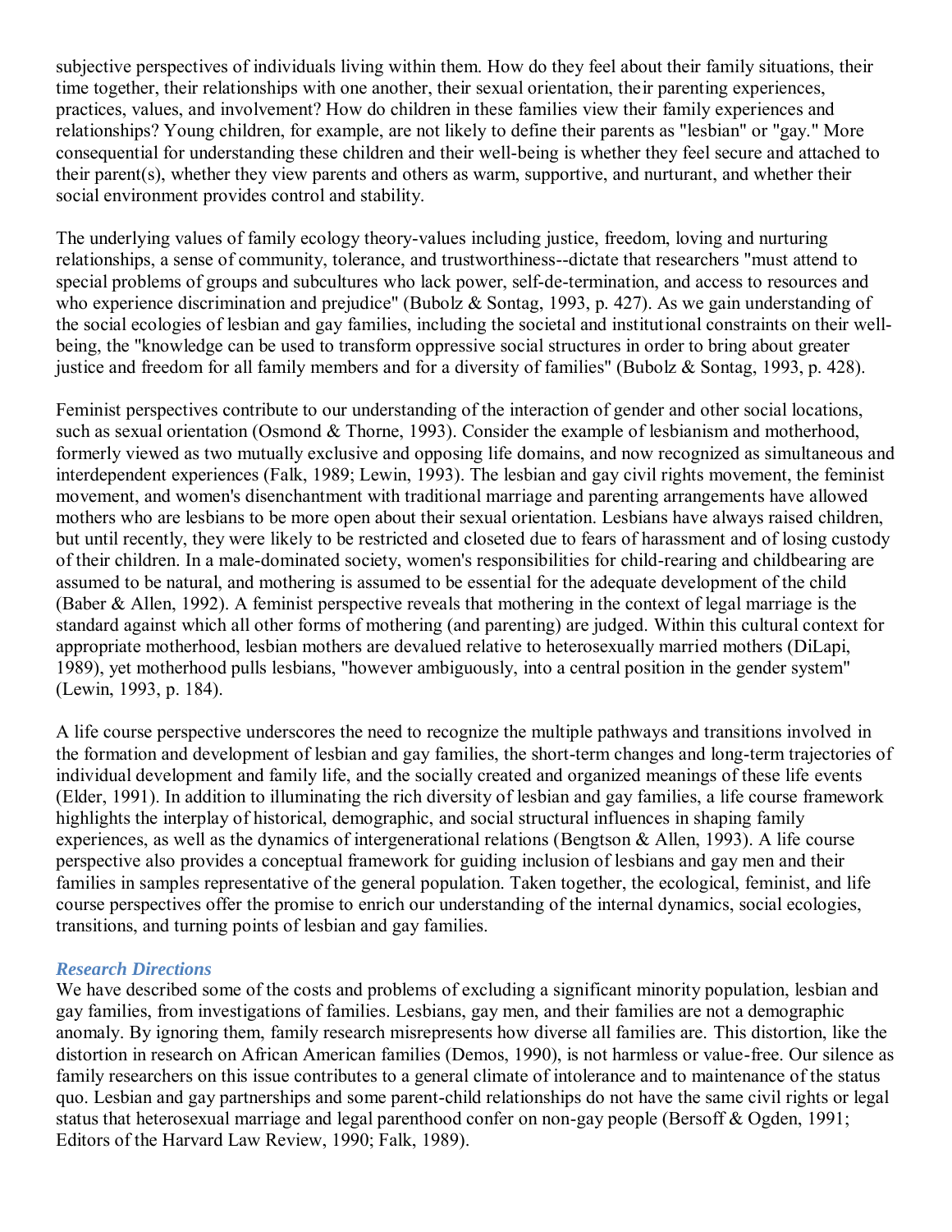subjective perspectives of individuals living within them. How do they feel about their family situations, their time together, their relationships with one another, their sexual orientation, their parenting experiences, practices, values, and involvement? How do children in these families view their family experiences and relationships? Young children, for example, are not likely to define their parents as "lesbian" or "gay." More consequential for understanding these children and their well-being is whether they feel secure and attached to their parent(s), whether they view parents and others as warm, supportive, and nurturant, and whether their social environment provides control and stability.

The underlying values of family ecology theory-values including justice, freedom, loving and nurturing relationships, a sense of community, tolerance, and trustworthiness--dictate that researchers "must attend to special problems of groups and subcultures who lack power, self-de-termination, and access to resources and who experience discrimination and prejudice" (Bubolz & Sontag, 1993, p. 427). As we gain understanding of the social ecologies of lesbian and gay families, including the societal and institutional constraints on their well-being, the "knowledge can be used to transform oppressive social structures in order to bring about greater justice and freedom for all family members and for a diversity of families" (Bubolz & Sontag, 1993, p. 428).

Feminist perspectives contribute to our understanding of the interaction of gender and other social locations, such as sexual orientation (Osmond & Thorne, 1993). Consider the example of lesbianism and motherhood, formerly viewed as two mutually exclusive and opposing life domains, and now recognized as simultaneous and interdependent experiences (Falk, 1989; Lewin, 1993). The lesbian and gay civil rights movement, the feminist movement, and women's disenchantment with traditional marriage and parenting arrangements have allowed mothers who are lesbians to be more open about their sexual orientation. Lesbians have always raised children, but until recently, they were likely to be restricted and closeted due to fears of harassment and of losing custody of their children. In a male-dominated society, women's responsibilities for child-rearing and childbearing are assumed to be natural, and mothering is assumed to be essential for the adequate development of the child (Baber & Allen, 1992). A feminist perspective reveals that mothering in the context of legal marriage is the standard against which all other forms of mothering (and parenting) are judged. Within this cultural context for appropriate motherhood, lesbian mothers are devalued relative to heterosexually married mothers (DiLapi, 1989), yet motherhood pulls lesbians, "however ambiguously, into a central position in the gender system" (Lewin, 1993, p. 184).

A life course perspective underscores the need to recognize the multiple pathways and transitions involved in the formation and development of lesbian and gay families, the short-term changes and long-term trajectories of individual development and family life, and the socially created and organized meanings of these life events (Elder, 1991). In addition to illuminating the rich diversity of lesbian and gay families, a life course framework highlights the interplay of historical, demographic, and social structural influences in shaping family experiences, as well as the dynamics of intergenerational relations (Bengtson & Allen, 1993). A life course perspective also provides a conceptual framework for guiding inclusion of lesbians and gay men and their families in samples representative of the general population. Taken together, the ecological, feminist, and life course perspectives offer the promise to enrich our understanding of the internal dynamics, social ecologies, transitions, and turning points of lesbian and gay families.

### *Research Directions*

We have described some of the costs and problems of excluding a significant minority population, lesbian and gay families, from investigations of families. Lesbians, gay men, and their families are not a demographic anomaly. By ignoring them, family research misrepresents how diverse all families are. This distortion, like the distortion in research on African American families (Demos, 1990), is not harmless or value-free. Our silence as family researchers on this issue contributes to a general climate of intolerance and to maintenance of the status quo. Lesbian and gay partnerships and some parent-child relationships do not have the same civil rights or legal status that heterosexual marriage and legal parenthood confer on non-gay people (Bersoff & Ogden, 1991; Editors of the Harvard Law Review, 1990; Falk, 1989).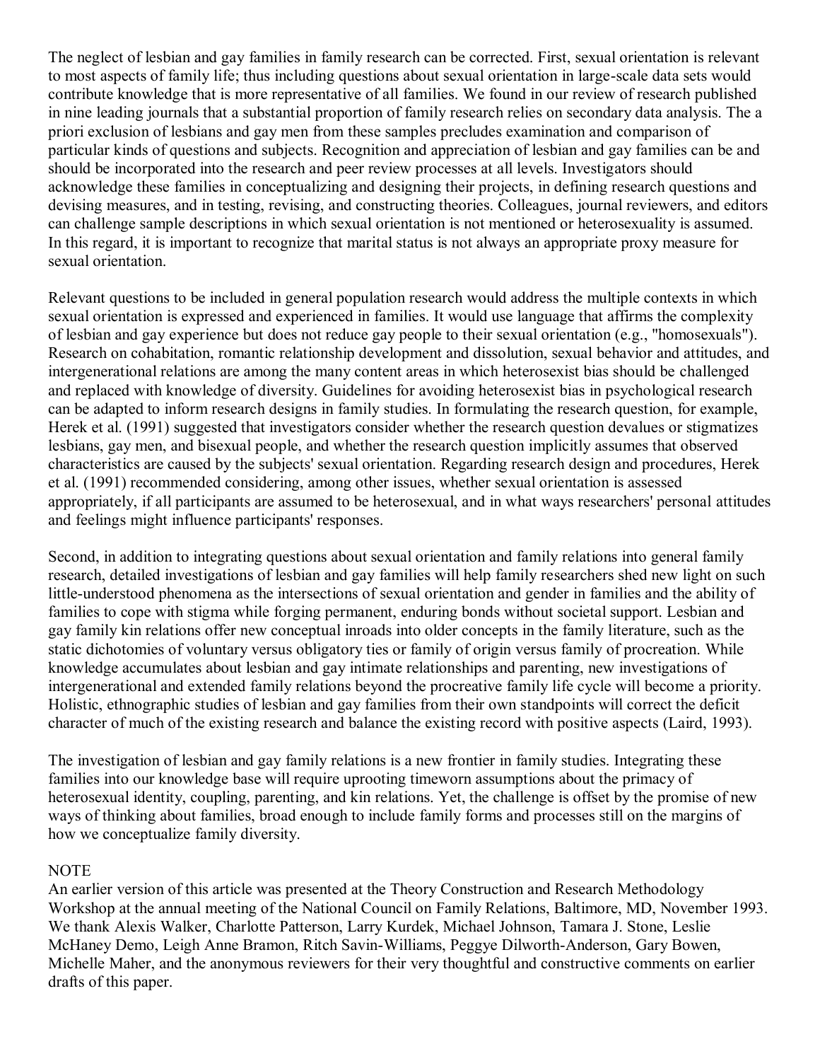The neglect of lesbian and gay families in family research can be corrected. First, sexual orientation is relevant to most aspects of family life; thus including questions about sexual orientation in large-scale data sets would contribute knowledge that is more representative of all families. We found in our review of research published in nine leading journals that a substantial proportion of family research relies on secondary data analysis. The a priori exclusion of lesbians and gay men from these samples precludes examination and comparison of particular kinds of questions and subjects. Recognition and appreciation of lesbian and gay families can be and should be incorporated into the research and peer review processes at all levels. Investigators should acknowledge these families in conceptualizing and designing their projects, in defining research questions and devising measures, and in testing, revising, and constructing theories. Colleagues, journal reviewers, and editors can challenge sample descriptions in which sexual orientation is not mentioned or heterosexuality is assumed. In this regard, it is important to recognize that marital status is not always an appropriate proxy measure for sexual orientation.

Relevant questions to be included in general population research would address the multiple contexts in which sexual orientation is expressed and experienced in families. It would use language that affirms the complexity of lesbian and gay experience but does not reduce gay people to their sexual orientation (e.g., "homosexuals"). Research on cohabitation, romantic relationship development and dissolution, sexual behavior and attitudes, and intergenerational relations are among the many content areas in which heterosexist bias should be challenged and replaced with knowledge of diversity. Guidelines for avoiding heterosexist bias in psychological research can be adapted to inform research designs in family studies. In formulating the research question, for example, Herek et al. (1991) suggested that investigators consider whether the research question devalues or stigmatizes lesbians, gay men, and bisexual people, and whether the research question implicitly assumes that observed characteristics are caused by the subjects' sexual orientation. Regarding research design and procedures, Herek et al. (1991) recommended considering, among other issues, whether sexual orientation is assessed appropriately, if all participants are assumed to be heterosexual, and in what ways researchers' personal attitudes and feelings might influence participants' responses.

Second, in addition to integrating questions about sexual orientation and family relations into general family research, detailed investigations of lesbian and gay families will help family researchers shed new light on such little-understood phenomena as the intersections of sexual orientation and gender in families and the ability of families to cope with stigma while forging permanent, enduring bonds without societal support. Lesbian and gay family kin relations offer new conceptual inroads into older concepts in the family literature, such as the static dichotomies of voluntary versus obligatory ties or family of origin versus family of procreation. While knowledge accumulates about lesbian and gay intimate relationships and parenting, new investigations of intergenerational and extended family relations beyond the procreative family life cycle will become a priority. Holistic, ethnographic studies of lesbian and gay families from their own standpoints will correct the deficit character of much of the existing research and balance the existing record with positive aspects (Laird, 1993).

The investigation of lesbian and gay family relations is a new frontier in family studies. Integrating these families into our knowledge base will require uprooting timeworn assumptions about the primacy of heterosexual identity, coupling, parenting, and kin relations. Yet, the challenge is offset by the promise of new ways of thinking about families, broad enough to include family forms and processes still on the margins of how we conceptualize family diversity.

NOTE

An earlier version of this article was presented at the Theory Construction and Research Methodology Workshop at the annual meeting of the National Council on Family Relations, Baltimore, MD, November 1993. We thank Alexis Walker, Charlotte Patterson, Larry Kurdek, Michael Johnson, Tamara J. Stone, Leslie McHaney Demo, Leigh Anne Bramon, Ritch Savin-Williams, Peggye Dilworth-Anderson, Gary Bowen, Michelle Maher, and the anonymous reviewers for their very thoughtful and constructive comments on earlier drafts of this paper.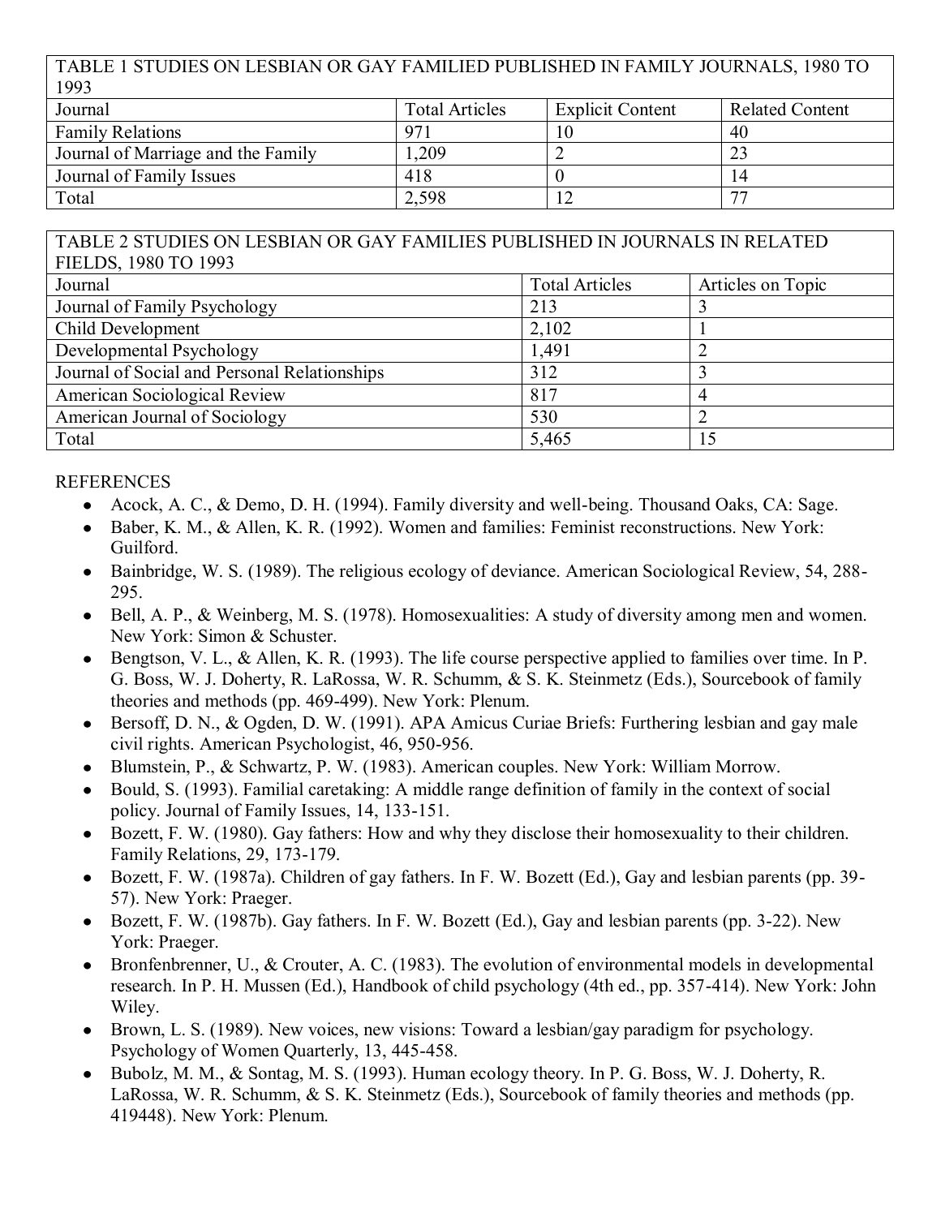TABLE 1 STUDIES ON LESBIAN OR GAY FAMILIED PUBLISHED IN FAMILY JOURNALS, 1980 TO 1993

| Journal | Total Articles | Explicit Content | Related Content |
|---|---|---|---|
| Family Relations | 971 | 10 | 40 |
| Journal of Marriage and the Family | 1,209 | 2 | 23 |
| Journal of Family Issues | 418 | 0 | 14 |
| Total | 2,598 | 12 | 77 |

TABLE 2 STUDIES ON LESBIAN OR GAY FAMILIES PUBLISHED IN JOURNALS IN RELATED FIELDS, 1980 TO 1993

| Journal | Total Articles | Articles on Topic |
|---|---|---|
| Journal of Family Psychology | 213 | 3 |
| Child Development | 2,102 | 1 |
| Developmental Psychology | 1,491 | 2 |
| Journal of Social and Personal Relationships | 312 | 3 |
| American Sociological Review | 817 | 4 |
| American Journal of Sociology | 530 | 2 |
| Total | 5,465 | 15 |

REFERENCES

- Acock, A. C., & Demo, D. H. (1994). Family diversity and well-being. Thousand Oaks, CA: Sage.
- Baber, K. M., & Allen, K. R. (1992). Women and families: Feminist reconstructions. New York: Guilford.
- Bainbridge, W. S. (1989). The religious ecology of deviance. American Sociological Review, 54, 288-295.
- Bell, A. P., & Weinberg, M. S. (1978). Homosexualities: A study of diversity among men and women. New York: Simon & Schuster.
- Bengtson, V. L., & Allen, K. R. (1993). The life course perspective applied to families over time. In P. G. Boss, W. J. Doherty, R. LaRossa, W. R. Schumm, & S. K. Steinmetz (Eds.), Sourcebook of family theories and methods (pp. 469-499). New York: Plenum.
- Bersoff, D. N., & Ogden, D. W. (1991). APA Amicus Curiae Briefs: Furthering lesbian and gay male civil rights. American Psychologist, 46, 950-956.
- Blumstein, P., & Schwartz, P. W. (1983). American couples. New York: William Morrow.
- Bould, S. (1993). Familial caretaking: A middle range definition of family in the context of social policy. Journal of Family Issues, 14, 133-151.
- Bozett, F. W. (1980). Gay fathers: How and why they disclose their homosexuality to their children. Family Relations, 29, 173-179.
- Bozett, F. W. (1987a). Children of gay fathers. In F. W. Bozett (Ed.), Gay and lesbian parents (pp. 39-57). New York: Praeger.
- Bozett, F. W. (1987b). Gay fathers. In F. W. Bozett (Ed.), Gay and lesbian parents (pp. 3-22). New York: Praeger.
- Bronfenbrenner, U., & Crouter, A. C. (1983). The evolution of environmental models in developmental research. In P. H. Mussen (Ed.), Handbook of child psychology (4th ed., pp. 357-414). New York: John Wiley.
- Brown, L. S. (1989). New voices, new visions: Toward a lesbian/gay paradigm for psychology. Psychology of Women Quarterly, 13, 445-458.
- Bubolz, M. M., & Sontag, M. S. (1993). Human ecology theory. In P. G. Boss, W. J. Doherty, R. LaRossa, W. R. Schumm, & S. K. Steinmetz (Eds.), Sourcebook of family theories and methods (pp. 419448). New York: Plenum.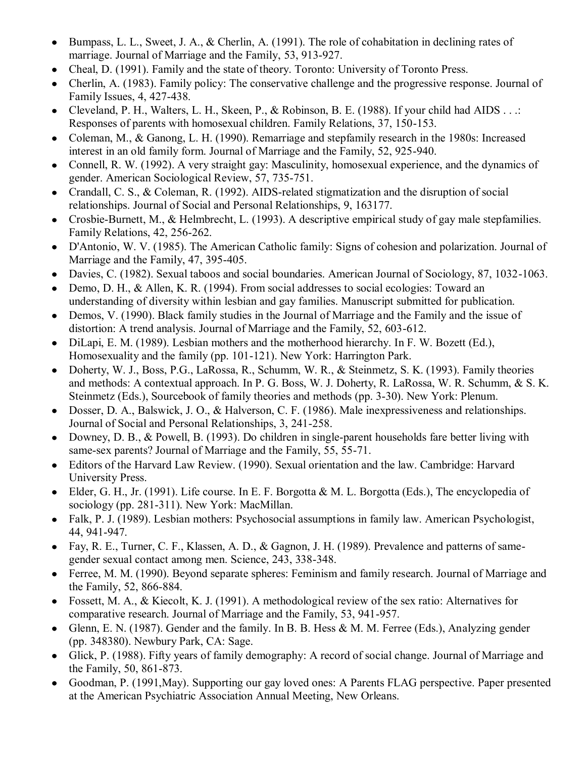- Bumpass, L. L., Sweet, J. A., & Cherlin, A. (1991). The role of cohabitation in declining rates of marriage. Journal of Marriage and the Family, 53, 913-927.
- Cheal, D. (1991). Family and the state of theory. Toronto: University of Toronto Press.
- Cherlin, A. (1983). Family policy: The conservative challenge and the progressive response. Journal of Family Issues, 4, 427-438.
- Cleveland, P. H., Walters, L. H., Skeen, P., & Robinson, B. E. (1988). If your child had AIDS . . .: Responses of parents with homosexual children. Family Relations, 37, 150-153.
- Coleman, M., & Ganong, L. H. (1990). Remarriage and stepfamily research in the 1980s: Increased interest in an old family form. Journal of Marriage and the Family, 52, 925-940.
- Connell, R. W. (1992). A very straight gay: Masculinity, homosexual experience, and the dynamics of gender. American Sociological Review, 57, 735-751.
- Crandall, C. S., & Coleman, R. (1992). AIDS-related stigmatization and the disruption of social relationships. Journal of Social and Personal Relationships, 9, 163177.
- Crosbie-Burnett, M., & Helmbrecht, L. (1993). A descriptive empirical study of gay male stepfamilies. Family Relations, 42, 256-262.
- D'Antonio, W. V. (1985). The American Catholic family: Signs of cohesion and polarization. Journal of Marriage and the Family, 47, 395-405.
- Davies, C. (1982). Sexual taboos and social boundaries. American Journal of Sociology, 87, 1032-1063.
- Demo, D. H., & Allen, K. R. (1994). From social addresses to social ecologies: Toward an understanding of diversity within lesbian and gay families. Manuscript submitted for publication.
- Demos, V. (1990). Black family studies in the Journal of Marriage and the Family and the issue of distortion: A trend analysis. Journal of Marriage and the Family, 52, 603-612.
- DiLapi, E. M. (1989). Lesbian mothers and the motherhood hierarchy. In F. W. Bozett (Ed.), Homosexuality and the family (pp. 101-121). New York: Harrington Park.
- Doherty, W. J., Boss, P.G., LaRossa, R., Schumm, W. R., & Steinmetz, S. K. (1993). Family theories and methods: A contextual approach. In P. G. Boss, W. J. Doherty, R. LaRossa, W. R. Schumm, & S. K. Steinmetz (Eds.), Sourcebook of family theories and methods (pp. 3-30). New York: Plenum.
- Dosser, D. A., Balswick, J. O., & Halverson, C. F. (1986). Male inexpressiveness and relationships. Journal of Social and Personal Relationships, 3, 241-258.
- Downey, D. B., & Powell, B. (1993). Do children in single-parent households fare better living with same-sex parents? Journal of Marriage and the Family, 55, 55-71.
- Editors of the Harvard Law Review. (1990). Sexual orientation and the law. Cambridge: Harvard University Press.
- Elder, G. H., Jr. (1991). Life course. In E. F. Borgotta & M. L. Borgotta (Eds.), The encyclopedia of sociology (pp. 281-311). New York: MacMillan.
- Falk, P. J. (1989). Lesbian mothers: Psychosocial assumptions in family law. American Psychologist, 44, 941-947.
- Fay, R. E., Turner, C. F., Klassen, A. D., & Gagnon, J. H. (1989). Prevalence and patterns of same-gender sexual contact among men. Science, 243, 338-348.
- Ferree, M. M. (1990). Beyond separate spheres: Feminism and family research. Journal of Marriage and the Family, 52, 866-884.
- Fossett, M. A., & Kiecolt, K. J. (1991). A methodological review of the sex ratio: Alternatives for comparative research. Journal of Marriage and the Family, 53, 941-957.
- Glenn, E. N. (1987). Gender and the family. In B. B. Hess & M. M. Ferree (Eds.), Analyzing gender (pp. 348380). Newbury Park, CA: Sage.
- Glick, P. (1988). Fifty years of family demography: A record of social change. Journal of Marriage and the Family, 50, 861-873.
- Goodman, P. (1991,May). Supporting our gay loved ones: A Parents FLAG perspective. Paper presented at the American Psychiatric Association Annual Meeting, New Orleans.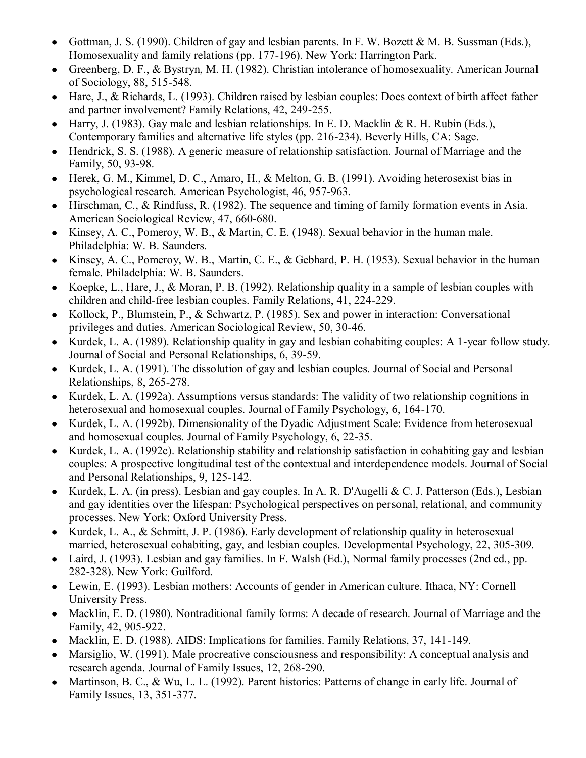- Gottman, J. S. (1990). Children of gay and lesbian parents. In F. W. Bozett & M. B. Sussman (Eds.), Homosexuality and family relations (pp. 177-196). New York: Harrington Park.
- Greenberg, D. F., & Bystryn, M. H. (1982). Christian intolerance of homosexuality. American Journal of Sociology, 88, 515-548.
- Hare, J., & Richards, L. (1993). Children raised by lesbian couples: Does context of birth affect father and partner involvement? Family Relations, 42, 249-255.
- Harry, J. (1983). Gay male and lesbian relationships. In E. D. Macklin & R. H. Rubin (Eds.), Contemporary families and alternative life styles (pp. 216-234). Beverly Hills, CA: Sage.
- Hendrick, S. S. (1988). A generic measure of relationship satisfaction. Journal of Marriage and the Family, 50, 93-98.
- Herek, G. M., Kimmel, D. C., Amaro, H., & Melton, G. B. (1991). Avoiding heterosexist bias in psychological research. American Psychologist, 46, 957-963.
- Hirschman, C., & Rindfuss, R. (1982). The sequence and timing of family formation events in Asia. American Sociological Review, 47, 660-680.
- Kinsey, A. C., Pomeroy, W. B., & Martin, C. E. (1948). Sexual behavior in the human male. Philadelphia: W. B. Saunders.
- Kinsey, A. C., Pomeroy, W. B., Martin, C. E., & Gebhard, P. H. (1953). Sexual behavior in the human female. Philadelphia: W. B. Saunders.
- Koepke, L., Hare, J., & Moran, P. B. (1992). Relationship quality in a sample of lesbian couples with children and child-free lesbian couples. Family Relations, 41, 224-229.
- Kollock, P., Blumstein, P., & Schwartz, P. (1985). Sex and power in interaction: Conversational privileges and duties. American Sociological Review, 50, 30-46.
- Kurdek, L. A. (1989). Relationship quality in gay and lesbian cohabiting couples: A 1-year follow study. Journal of Social and Personal Relationships, 6, 39-59.
- Kurdek, L. A. (1991). The dissolution of gay and lesbian couples. Journal of Social and Personal Relationships, 8, 265-278.
- Kurdek, L. A. (1992a). Assumptions versus standards: The validity of two relationship cognitions in heterosexual and homosexual couples. Journal of Family Psychology, 6, 164-170.
- Kurdek, L. A. (1992b). Dimensionality of the Dyadic Adjustment Scale: Evidence from heterosexual and homosexual couples. Journal of Family Psychology, 6, 22-35.
- Kurdek, L. A. (1992c). Relationship stability and relationship satisfaction in cohabiting gay and lesbian couples: A prospective longitudinal test of the contextual and interdependence models. Journal of Social and Personal Relationships, 9, 125-142.
- Kurdek, L. A. (in press). Lesbian and gay couples. In A. R. D'Augelli & C. J. Patterson (Eds.), Lesbian and gay identities over the lifespan: Psychological perspectives on personal, relational, and community processes. New York: Oxford University Press.
- Kurdek, L. A., & Schmitt, J. P. (1986). Early development of relationship quality in heterosexual married, heterosexual cohabiting, gay, and lesbian couples. Developmental Psychology, 22, 305-309.
- Laird, J. (1993). Lesbian and gay families. In F. Walsh (Ed.), Normal family processes (2nd ed., pp. 282-328). New York: Guilford.
- Lewin, E. (1993). Lesbian mothers: Accounts of gender in American culture. Ithaca, NY: Cornell University Press.
- Macklin, E. D. (1980). Nontraditional family forms: A decade of research. Journal of Marriage and the Family, 42, 905-922.
- Macklin, E. D. (1988). AIDS: Implications for families. Family Relations, 37, 141-149.
- Marsiglio, W. (1991). Male procreative consciousness and responsibility: A conceptual analysis and research agenda. Journal of Family Issues, 12, 268-290.
- Martinson, B. C., & Wu, L. L. (1992). Parent histories: Patterns of change in early life. Journal of Family Issues, 13, 351-377.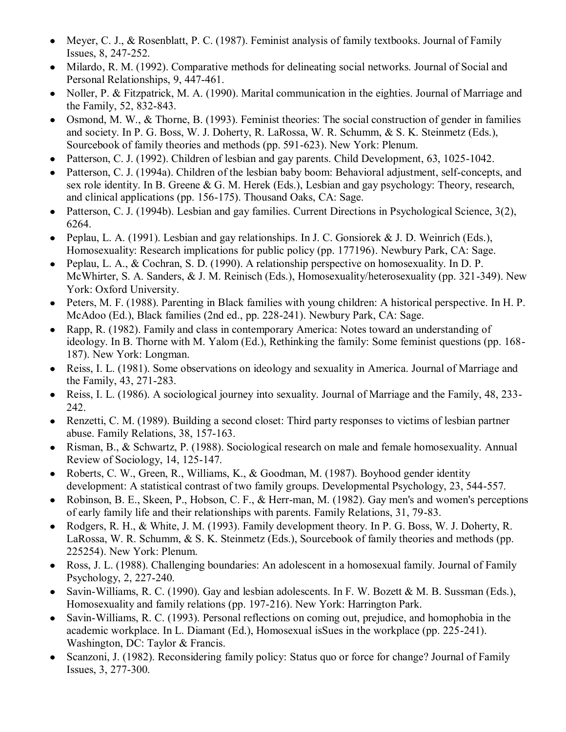- Meyer, C. J., & Rosenblatt, P. C. (1987). Feminist analysis of family textbooks. Journal of Family Issues, 8, 247-252.
- Milardo, R. M. (1992). Comparative methods for delineating social networks. Journal of Social and Personal Relationships, 9, 447-461.
- Noller, P. & Fitzpatrick, M. A. (1990). Marital communication in the eighties. Journal of Marriage and the Family, 52, 832-843.
- Osmond, M. W., & Thorne, B. (1993). Feminist theories: The social construction of gender in families and society. In P. G. Boss, W. J. Doherty, R. LaRossa, W. R. Schumm, & S. K. Steinmetz (Eds.), Sourcebook of family theories and methods (pp. 591-623). New York: Plenum.
- Patterson, C. J. (1992). Children of lesbian and gay parents. Child Development, 63, 1025-1042.
- Patterson, C. J. (1994a). Children of the lesbian baby boom: Behavioral adjustment, self-concepts, and sex role identity. In B. Greene & G. M. Herek (Eds.), Lesbian and gay psychology: Theory, research, and clinical applications (pp. 156-175). Thousand Oaks, CA: Sage.
- Patterson, C. J. (1994b). Lesbian and gay families. Current Directions in Psychological Science, 3(2), 6264.
- Peplau, L. A. (1991). Lesbian and gay relationships. In J. C. Gonsiorek & J. D. Weinrich (Eds.), Homosexuality: Research implications for public policy (pp. 177196). Newbury Park, CA: Sage.
- Peplau, L. A., & Cochran, S. D. (1990). A relationship perspective on homosexuality. In D. P. McWhirter, S. A. Sanders, & J. M. Reinisch (Eds.), Homosexuality/heterosexuality (pp. 321-349). New York: Oxford University.
- Peters, M. F. (1988). Parenting in Black families with young children: A historical perspective. In H. P. McAdoo (Ed.), Black families (2nd ed., pp. 228-241). Newbury Park, CA: Sage.
- Rapp, R. (1982). Family and class in contemporary America: Notes toward an understanding of ideology. In B. Thorne with M. Yalom (Ed.), Rethinking the family: Some feminist questions (pp. 168-187). New York: Longman.
- Reiss, I. L. (1981). Some observations on ideology and sexuality in America. Journal of Marriage and the Family, 43, 271-283.
- Reiss, I. L. (1986). A sociological journey into sexuality. Journal of Marriage and the Family, 48, 233-242.
- Renzetti, C. M. (1989). Building a second closet: Third party responses to victims of lesbian partner abuse. Family Relations, 38, 157-163.
- Risman, B., & Schwartz, P. (1988). Sociological research on male and female homosexuality. Annual Review of Sociology, 14, 125-147.
- Roberts, C. W., Green, R., Williams, K., & Goodman, M. (1987). Boyhood gender identity development: A statistical contrast of two family groups. Developmental Psychology, 23, 544-557.
- Robinson, B. E., Skeen, P., Hobson, C. F., & Herr-man, M. (1982). Gay men's and women's perceptions of early family life and their relationships with parents. Family Relations, 31, 79-83.
- Rodgers, R. H., & White, J. M. (1993). Family development theory. In P. G. Boss, W. J. Doherty, R. LaRossa, W. R. Schumm, & S. K. Steinmetz (Eds.), Sourcebook of family theories and methods (pp. 225254). New York: Plenum.
- Ross, J. L. (1988). Challenging boundaries: An adolescent in a homosexual family. Journal of Family Psychology, 2, 227-240.
- Savin-Williams, R. C. (1990). Gay and lesbian adolescents. In F. W. Bozett & M. B. Sussman (Eds.), Homosexuality and family relations (pp. 197-216). New York: Harrington Park.
- Savin-Williams, R. C. (1993). Personal reflections on coming out, prejudice, and homophobia in the academic workplace. In L. Diamant (Ed.), Homosexual isSues in the workplace (pp. 225-241). Washington, DC: Taylor & Francis.
- Scanzoni, J. (1982). Reconsidering family policy: Status quo or force for change? Journal of Family Issues, 3, 277-300.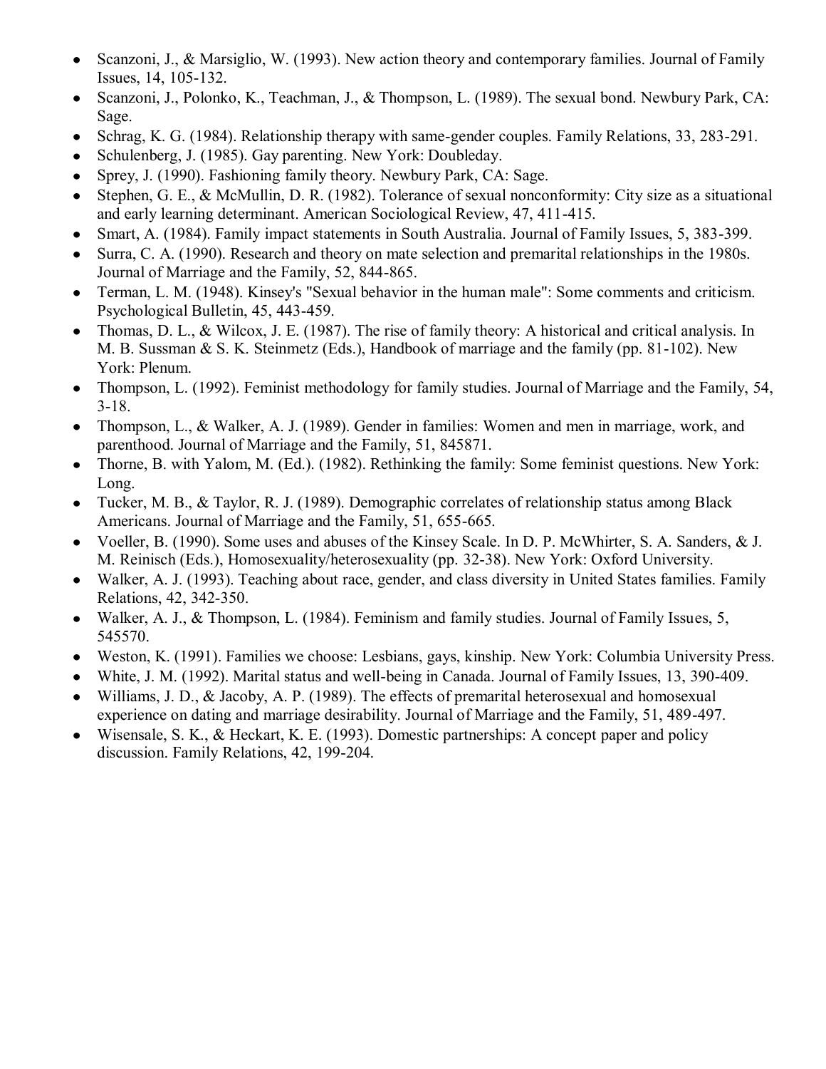- Scanzoni, J., & Marsiglio, W. (1993). New action theory and contemporary families. Journal of Family Issues, 14, 105-132.
- Scanzoni, J., Polonko, K., Teachman, J., & Thompson, L. (1989). The sexual bond. Newbury Park, CA: Sage.
- Schrag, K. G. (1984). Relationship therapy with same-gender couples. Family Relations, 33, 283-291.
- Schulenberg, J. (1985). Gay parenting. New York: Doubleday.
- Sprey, J. (1990). Fashioning family theory. Newbury Park, CA: Sage.
- Stephen, G. E., & McMullin, D. R. (1982). Tolerance of sexual nonconformity: City size as a situational and early learning determinant. American Sociological Review, 47, 411-415.
- Smart, A. (1984). Family impact statements in South Australia. Journal of Family Issues, 5, 383-399.
- Surra, C. A. (1990). Research and theory on mate selection and premarital relationships in the 1980s. Journal of Marriage and the Family, 52, 844-865.
- Terman, L. M. (1948). Kinsey's "Sexual behavior in the human male": Some comments and criticism. Psychological Bulletin, 45, 443-459.
- Thomas, D. L., & Wilcox, J. E. (1987). The rise of family theory: A historical and critical analysis. In M. B. Sussman & S. K. Steinmetz (Eds.), Handbook of marriage and the family (pp. 81-102). New York: Plenum.
- Thompson, L. (1992). Feminist methodology for family studies. Journal of Marriage and the Family, 54, 3-18.
- Thompson, L., & Walker, A. J. (1989). Gender in families: Women and men in marriage, work, and parenthood. Journal of Marriage and the Family, 51, 845871.
- Thorne, B. with Yalom, M. (Ed.). (1982). Rethinking the family: Some feminist questions. New York: Long.
- Tucker, M. B., & Taylor, R. J. (1989). Demographic correlates of relationship status among Black Americans. Journal of Marriage and the Family, 51, 655-665.
- Voeller, B. (1990). Some uses and abuses of the Kinsey Scale. In D. P. McWhirter, S. A. Sanders, & J. M. Reinisch (Eds.), Homosexuality/heterosexuality (pp. 32-38). New York: Oxford University.
- Walker, A. J. (1993). Teaching about race, gender, and class diversity in United States families. Family Relations, 42, 342-350.
- Walker, A. J., & Thompson, L. (1984). Feminism and family studies. Journal of Family Issues, 5, 545570.
- Weston, K. (1991). Families we choose: Lesbians, gays, kinship. New York: Columbia University Press.
- White, J. M. (1992). Marital status and well-being in Canada. Journal of Family Issues, 13, 390-409.
- Williams, J. D., & Jacoby, A. P. (1989). The effects of premarital heterosexual and homosexual experience on dating and marriage desirability. Journal of Marriage and the Family, 51, 489-497.
- Wisensale, S. K., & Heckart, K. E. (1993). Domestic partnerships: A concept paper and policy discussion. Family Relations, 42, 199-204.